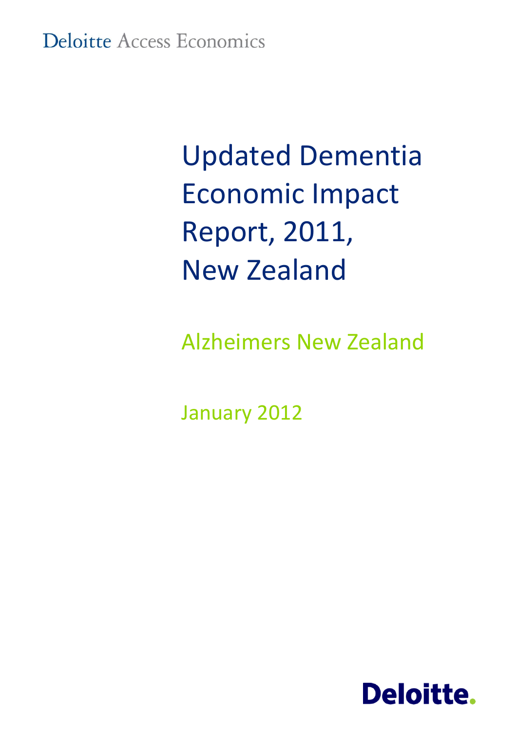Deloitte Access Economics

# Updated Dementia Economic Impact Report, 2011, New Zealand

Alzheimers New Zealand

January 2012

Deloitte.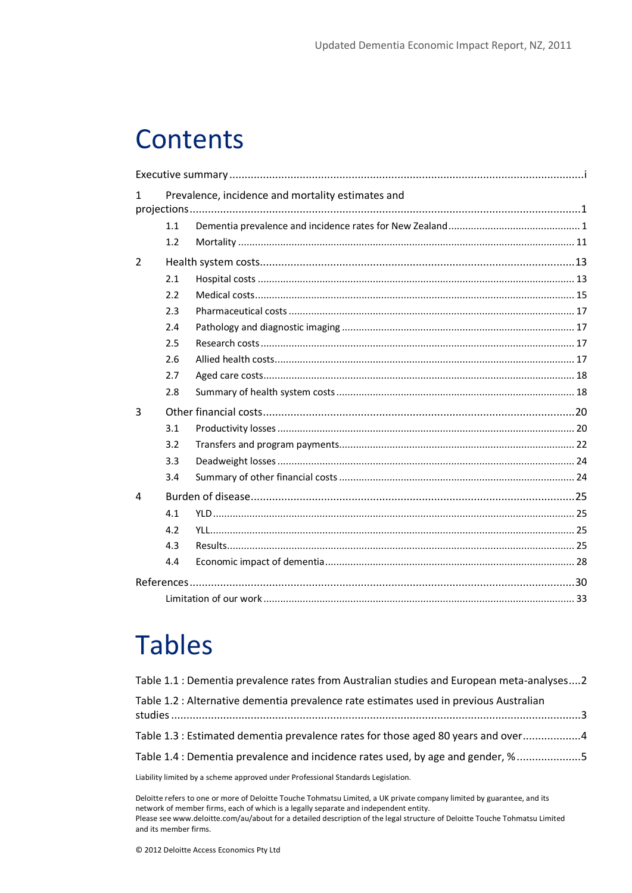# Contents

Executive summary ........................................................................................................i

1 Prevalence, incidence and mortality estimates and projections ..........................................................................................................1

- 1.1 Dementia prevalence and incidence rates for New Zealand ............................................. 1
- 1.2 Mortality ..................................................................................................................... 11

2 Health system costs.......................................................................................13

- 2.1 Hospital costs ............................................................................................................... 13
- 2.2 Medical costs................................................................................................................ 15
- 2.3 Pharmaceutical costs .................................................................................................... 17
- 2.4 Pathology and diagnostic imaging ................................................................................. 17
- 2.5 Research costs ............................................................................................................... 17
- 2.6 Allied health costs.......................................................................................................... 17
- 2.7 Aged care costs.............................................................................................................. 18
- 2.8 Summary of health system costs .................................................................................... 18

3 Other financial costs.......................................................................................20

- 3.1 Productivity losses ......................................................................................................... 20
- 3.2 Transfers and program payments................................................................................... 22
- 3.3 Deadweight losses ......................................................................................................... 24
- 3.4 Summary of other financial costs ................................................................................... 24

4 Burden of disease...........................................................................................25

- 4.1 YLD ................................................................................................................................ 25
- 4.2 YLL................................................................................................................................. 25
- 4.3 Results............................................................................................................................ 25
- 4.4 Economic impact of dementia......................................................................................... 28

References.............................................................................................................30

Limitation of our work .............................................................................................. 33

# Tables

Table 1.1 : Dementia prevalence rates from Australian studies and European meta-analyses....2

Table 1.2 : Alternative dementia prevalence rate estimates used in previous Australian studies ..........................................................................................................................3

Table 1.3 : Estimated dementia prevalence rates for those aged 80 years and over...................4

Table 1.4 : Dementia prevalence and incidence rates used, by age and gender, %.....................5

Liability limited by a scheme approved under Professional Standards Legislation.

Deloitte refers to one or more of Deloitte Touche Tohmatsu Limited, a UK private company limited by guarantee, and its network of member firms, each of which is a legally separate and independent entity.
Please see www.deloitte.com/au/about for a detailed description of the legal structure of Deloitte Touche Tohmatsu Limited and its member firms.

© 2012 Deloitte Access Economics Pty Ltd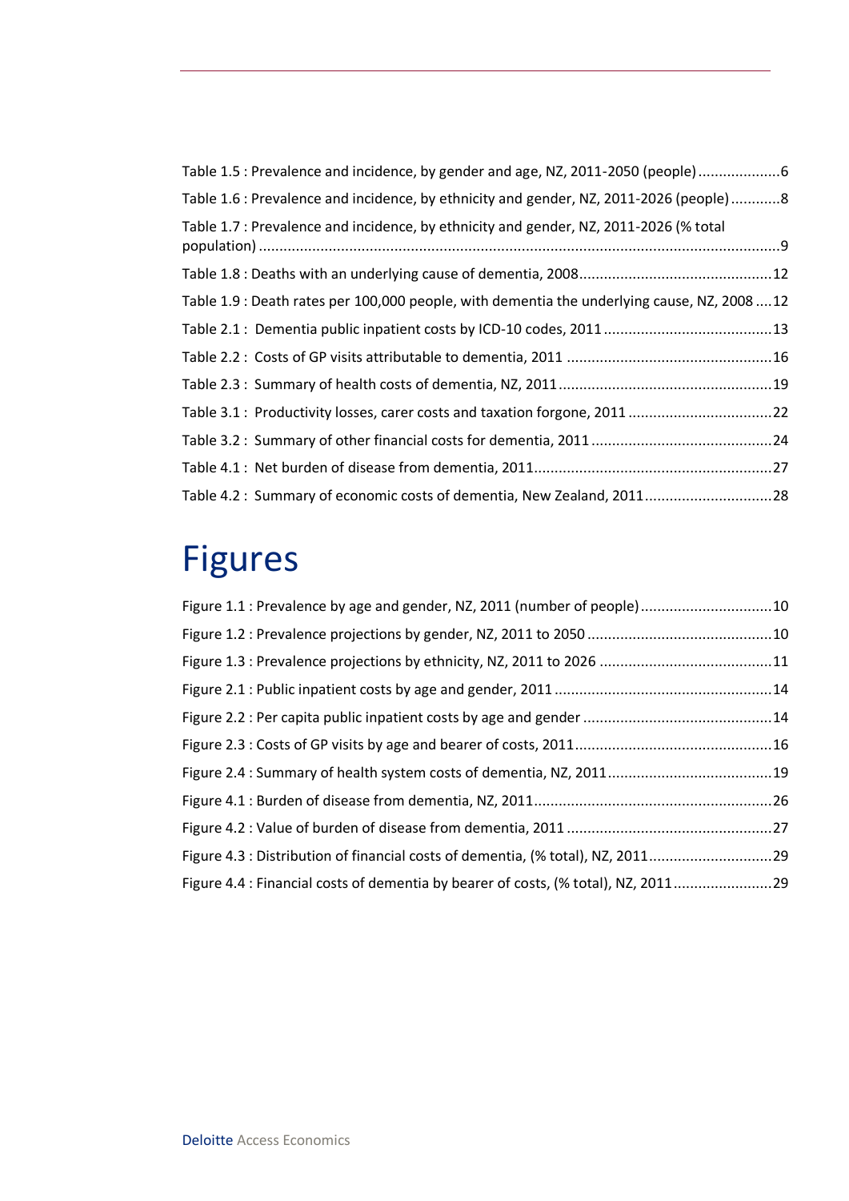Table 1.5 : Prevalence and incidence, by gender and age, NZ, 2011-2050 (people) ....................6

Table 1.6 : Prevalence and incidence, by ethnicity and gender, NZ, 2011-2026 (people) ............8

Table 1.7 : Prevalence and incidence, by ethnicity and gender, NZ, 2011-2026 (% total population) .............................................................................................................................9

Table 1.8 : Deaths with an underlying cause of dementia, 2008...............................................12

Table 1.9 : Death rates per 100,000 people, with dementia the underlying cause, NZ, 2008 ....12

Table 2.1 : Dementia public inpatient costs by ICD-10 codes, 2011 .........................................13

Table 2.2 : Costs of GP visits attributable to dementia, 2011 .................................................16

Table 2.3 : Summary of health costs of dementia, NZ, 2011....................................................19

Table 3.1 : Productivity losses, carer costs and taxation forgone, 2011 ...................................22

Table 3.2 : Summary of other financial costs for dementia, 2011 ............................................24

Table 4.1 : Net burden of disease from dementia, 2011..........................................................27

Table 4.2 : Summary of economic costs of dementia, New Zealand, 2011...............................28

# Figures

Figure 1.1 : Prevalence by age and gender, NZ, 2011 (number of people)................................10

Figure 1.2 : Prevalence projections by gender, NZ, 2011 to 2050 .............................................10

Figure 1.3 : Prevalence projections by ethnicity, NZ, 2011 to 2026 ..........................................11

Figure 2.1 : Public inpatient costs by age and gender, 2011 .....................................................14

Figure 2.2 : Per capita public inpatient costs by age and gender ..............................................14

Figure 2.3 : Costs of GP visits by age and bearer of costs, 2011................................................16

Figure 2.4 : Summary of health system costs of dementia, NZ, 2011........................................19

Figure 4.1 : Burden of disease from dementia, NZ, 2011..........................................................26

Figure 4.2 : Value of burden of disease from dementia, 2011 ..................................................27

Figure 4.3 : Distribution of financial costs of dementia, (% total), NZ, 2011..............................29

Figure 4.4 : Financial costs of dementia by bearer of costs, (% total), NZ, 2011........................29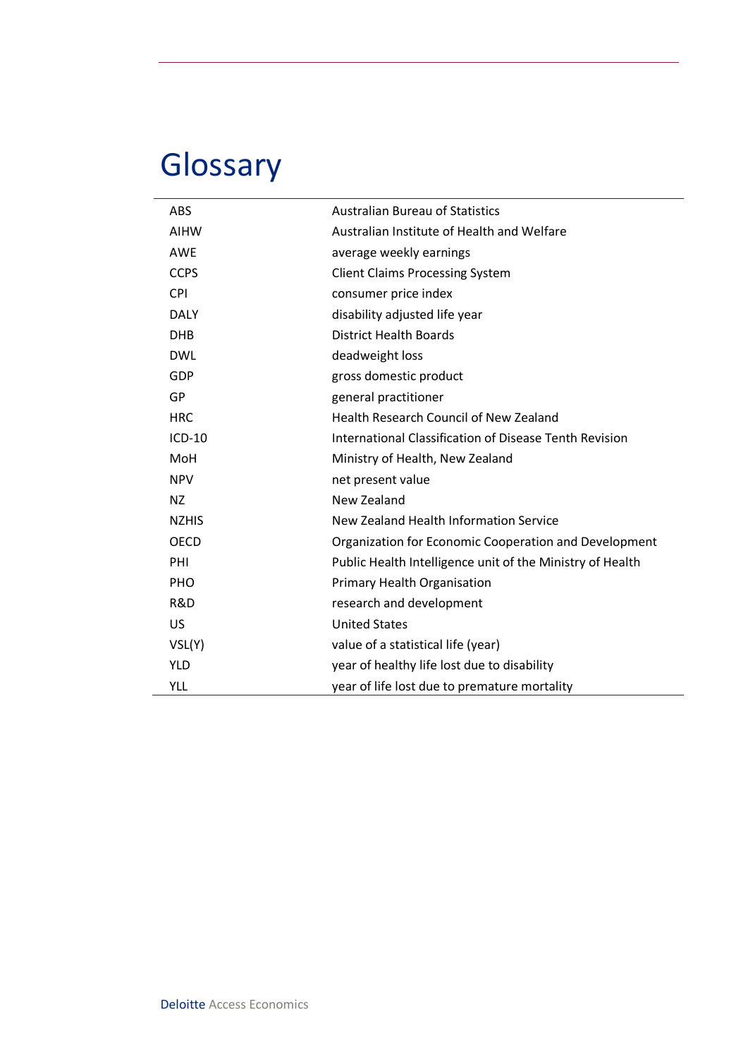# Glossary

| | |
|---|---|
| ABS | Australian Bureau of Statistics |
| AIHW | Australian Institute of Health and Welfare |
| AWE | average weekly earnings |
| CCPS | Client Claims Processing System |
| CPI | consumer price index |
| DALY | disability adjusted life year |
| DHB | District Health Boards |
| DWL | deadweight loss |
| GDP | gross domestic product |
| GP | general practitioner |
| HRC | Health Research Council of New Zealand |
| ICD-10 | International Classification of Disease Tenth Revision |
| MoH | Ministry of Health, New Zealand |
| NPV | net present value |
| NZ | New Zealand |
| NZHIS | New Zealand Health Information Service |
| OECD | Organization for Economic Cooperation and Development |
| PHI | Public Health Intelligence unit of the Ministry of Health |
| PHO | Primary Health Organisation |
| R&D | research and development |
| US | United States |
| VSL(Y) | value of a statistical life (year) |
| YLD | year of healthy life lost due to disability |
| YLL | year of life lost due to premature mortality |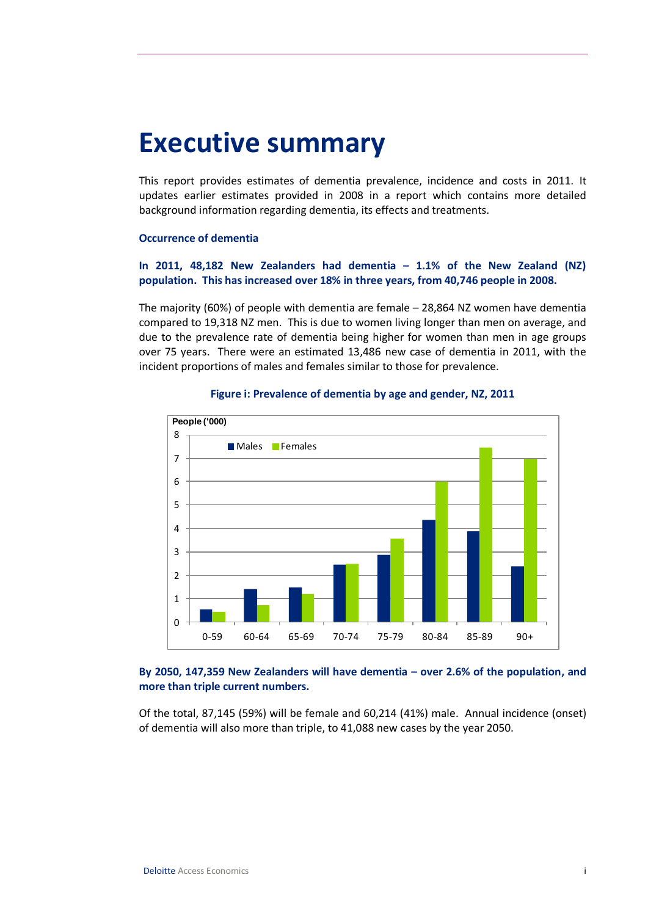# Executive summary

This report provides estimates of dementia prevalence, incidence and costs in 2011. It updates earlier estimates provided in 2008 in a report which contains more detailed background information regarding dementia, its effects and treatments.

### Occurrence of dementia

**In 2011, 48,182 New Zealanders had dementia – 1.1% of the New Zealand (NZ) population. This has increased over 18% in three years, from 40,746 people in 2008.**

The majority (60%) of people with dementia are female – 28,864 NZ women have dementia compared to 19,318 NZ men. This is due to women living longer than men on average, and due to the prevalence rate of dementia being higher for women than men in age groups over 75 years. There were an estimated 13,486 new case of dementia in 2011, with the incident proportions of males and females similar to those for prevalence.

**Figure i: Prevalence of dementia by age and gender, NZ, 2011**

**By 2050, 147,359 New Zealanders will have dementia – over 2.6% of the population, and more than triple current numbers.**

Of the total, 87,145 (59%) will be female and 60,214 (41%) male. Annual incidence (onset) of dementia will also more than triple, to 41,088 new cases by the year 2050.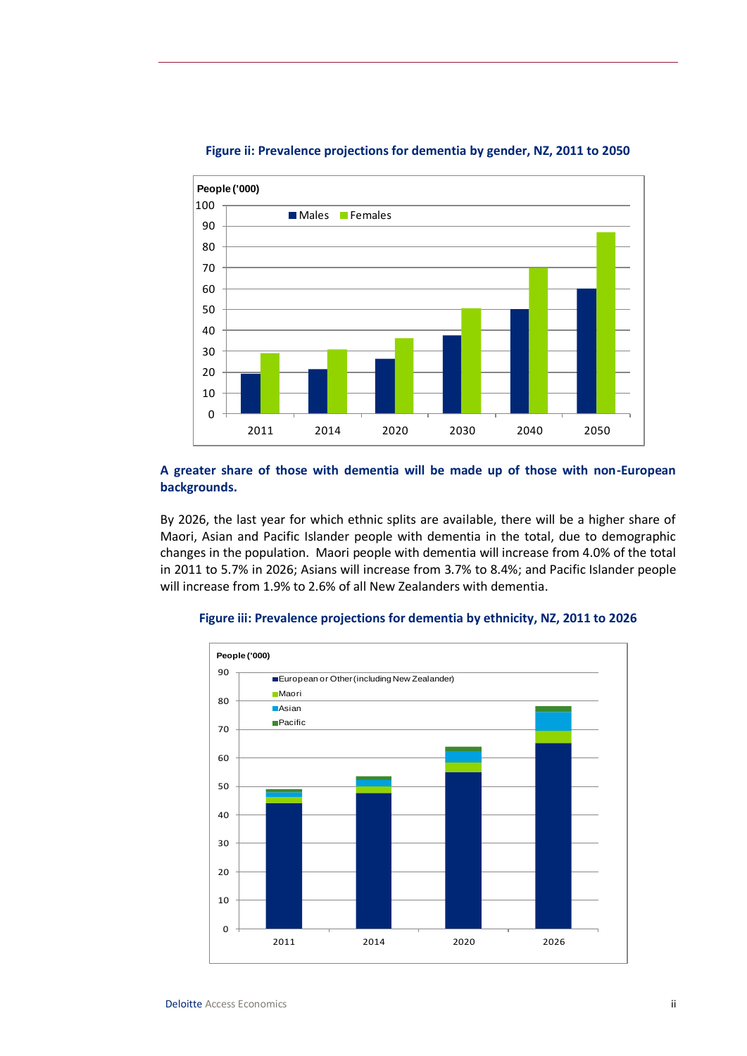**Figure ii: Prevalence projections for dementia by gender, NZ, 2011 to 2050**

**A greater share of those with dementia will be made up of those with non-European backgrounds.**

By 2026, the last year for which ethnic splits are available, there will be a higher share of Maori, Asian and Pacific Islander people with dementia in the total, due to demographic changes in the population. Maori people with dementia will increase from 4.0% of the total in 2011 to 5.7% in 2026; Asians will increase from 3.7% to 8.4%; and Pacific Islander people will increase from 1.9% to 2.6% of all New Zealanders with dementia.

**Figure iii: Prevalence projections for dementia by ethnicity, NZ, 2011 to 2026**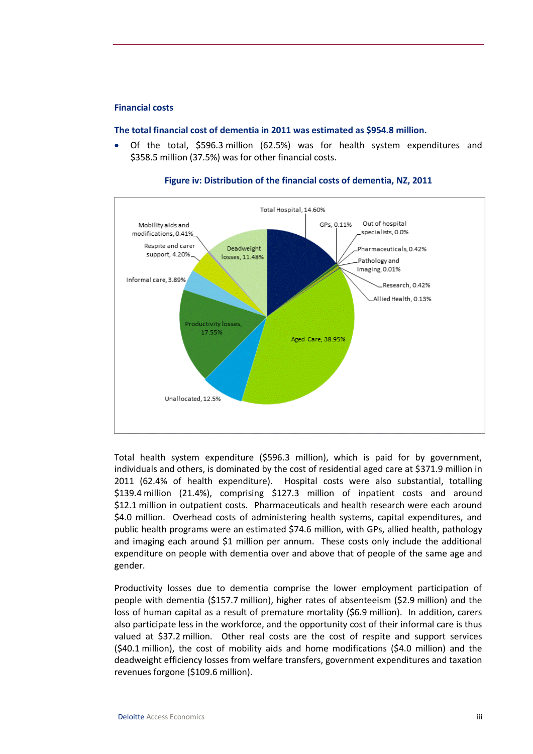### Financial costs

**The total financial cost of dementia in 2011 was estimated as $954.8 million.**

- Of the total, $596.3 million (62.5%) was for health system expenditures and $358.5 million (37.5%) was for other financial costs.

**Figure iv: Distribution of the financial costs of dementia, NZ, 2011**

| Category | Share |
|---|---|
| Total Hospital | 14.60% |
| GPs | 0.11% |
| Out of hospital specialists | 0.0% |
| Pharmaceuticals | 0.42% |
| Pathology and Imaging | 0.01% |
| Research | 0.42% |
| Allied Health | 0.13% |
| Aged Care | 38.95% |
| Unallocated | 12.5% |
| Productivity losses | 17.55% |
| Informal care | 3.89% |
| Respite and carer support | 4.20% |
| Mobility aids and modifications | 0.41% |
| Deadweight losses | 11.48% |

Total health system expenditure ($596.3 million), which is paid for by government, individuals and others, is dominated by the cost of residential aged care at $371.9 million in 2011 (62.4% of health expenditure). Hospital costs were also substantial, totalling $139.4 million (21.4%), comprising $127.3 million of inpatient costs and around $12.1 million in outpatient costs. Pharmaceuticals and health research were each around $4.0 million. Overhead costs of administering health systems, capital expenditures, and public health programs were an estimated $74.6 million, with GPs, allied health, pathology and imaging each around $1 million per annum. These costs only include the additional expenditure on people with dementia over and above that of people of the same age and gender.

Productivity losses due to dementia comprise the lower employment participation of people with dementia ($157.7 million), higher rates of absenteeism ($2.9 million) and the loss of human capital as a result of premature mortality ($6.9 million). In addition, carers also participate less in the workforce, and the opportunity cost of their informal care is thus valued at $37.2 million. Other real costs are the cost of respite and support services ($40.1 million), the cost of mobility aids and home modifications ($4.0 million) and the deadweight efficiency losses from welfare transfers, government expenditures and taxation revenues forgone ($109.6 million).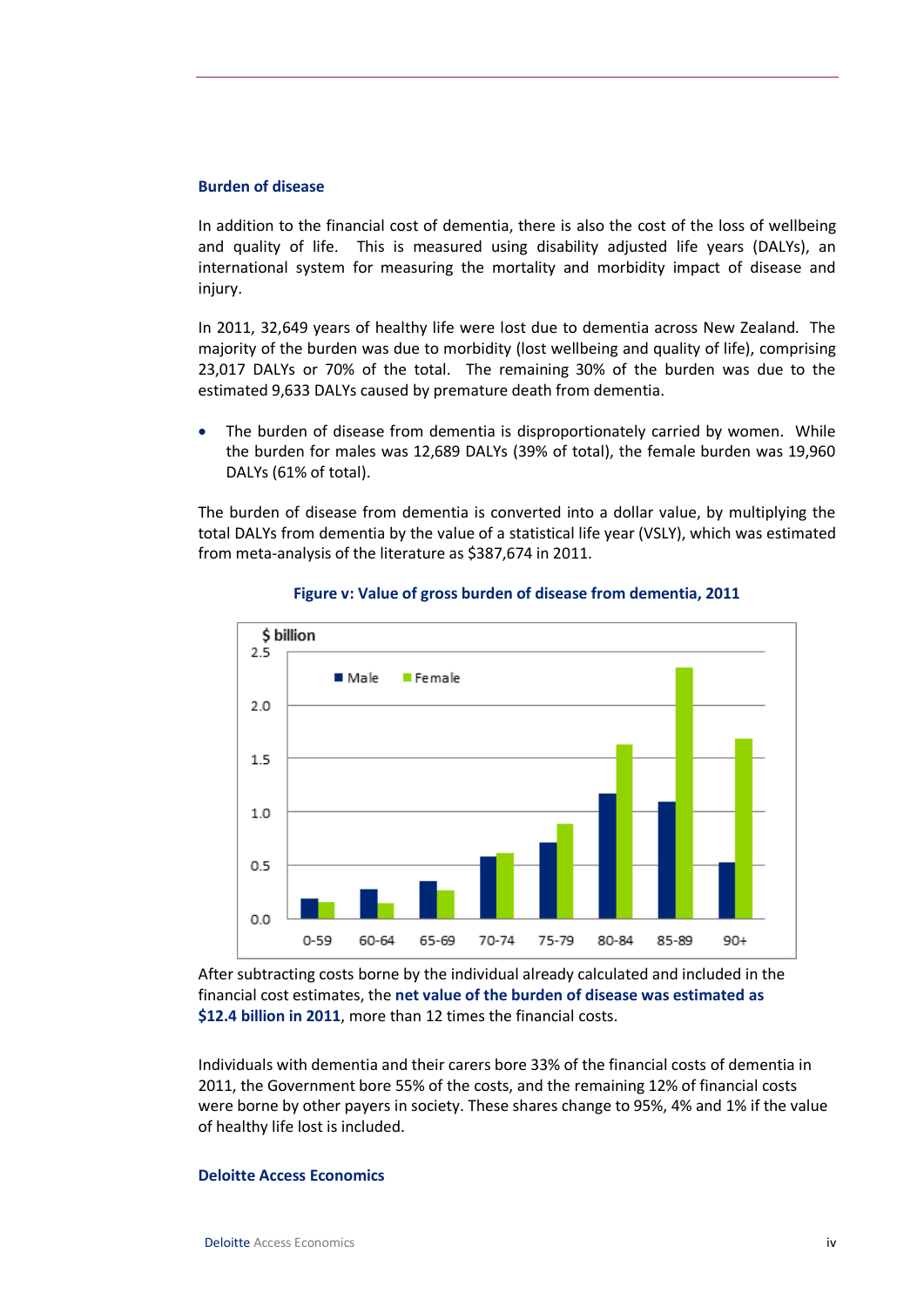### Burden of disease

In addition to the financial cost of dementia, there is also the cost of the loss of wellbeing and quality of life. This is measured using disability adjusted life years (DALYs), an international system for measuring the mortality and morbidity impact of disease and injury.

In 2011, 32,649 years of healthy life were lost due to dementia across New Zealand. The majority of the burden was due to morbidity (lost wellbeing and quality of life), comprising 23,017 DALYs or 70% of the total. The remaining 30% of the burden was due to the estimated 9,633 DALYs caused by premature death from dementia.

- The burden of disease from dementia is disproportionately carried by women. While the burden for males was 12,689 DALYs (39% of total), the female burden was 19,960 DALYs (61% of total).

The burden of disease from dementia is converted into a dollar value, by multiplying the total DALYs from dementia by the value of a statistical life year (VSLY), which was estimated from meta-analysis of the literature as $387,674 in 2011.

**Figure v: Value of gross burden of disease from dementia, 2011**

After subtracting costs borne by the individual already calculated and included in the financial cost estimates, the **net value of the burden of disease was estimated as $12.4 billion in 2011**, more than 12 times the financial costs.

Individuals with dementia and their carers bore 33% of the financial costs of dementia in 2011, the Government bore 55% of the costs, and the remaining 12% of financial costs were borne by other payers in society. These shares change to 95%, 4% and 1% if the value of healthy life lost is included.

**Deloitte Access Economics**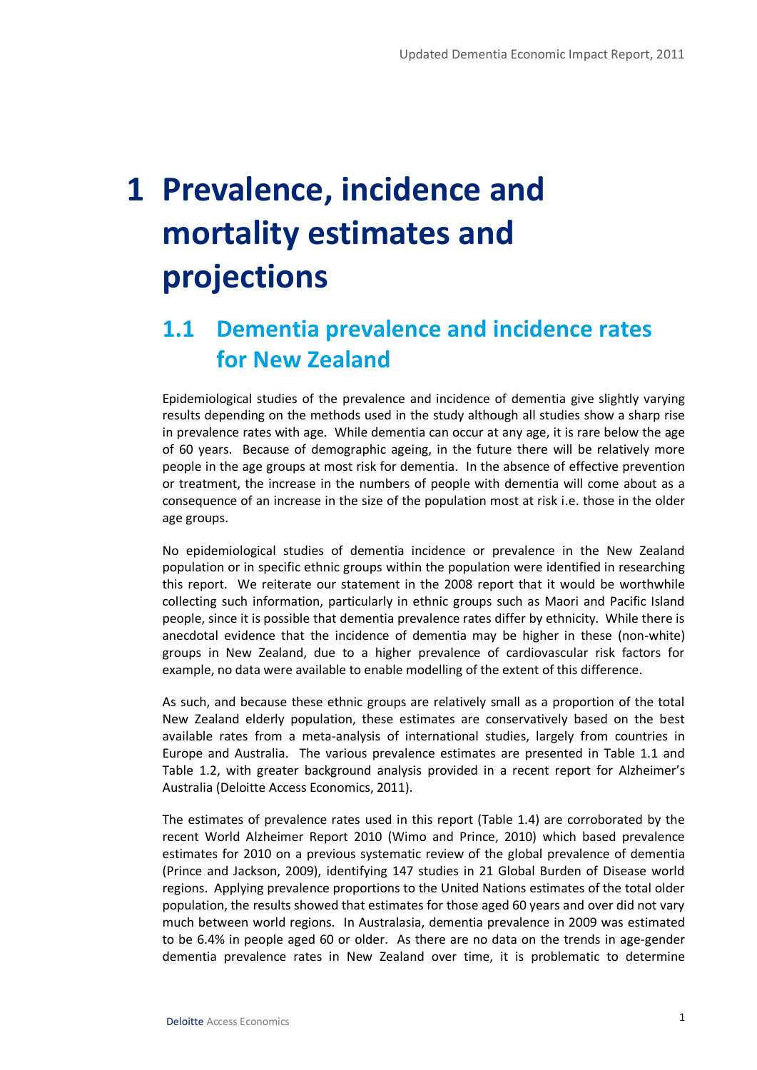# 1 Prevalence, incidence and mortality estimates and projections

## 1.1 Dementia prevalence and incidence rates for New Zealand

Epidemiological studies of the prevalence and incidence of dementia give slightly varying results depending on the methods used in the study although all studies show a sharp rise in prevalence rates with age. While dementia can occur at any age, it is rare below the age of 60 years. Because of demographic ageing, in the future there will be relatively more people in the age groups at most risk for dementia. In the absence of effective prevention or treatment, the increase in the numbers of people with dementia will come about as a consequence of an increase in the size of the population most at risk i.e. those in the older age groups.

No epidemiological studies of dementia incidence or prevalence in the New Zealand population or in specific ethnic groups within the population were identified in researching this report. We reiterate our statement in the 2008 report that it would be worthwhile collecting such information, particularly in ethnic groups such as Maori and Pacific Island people, since it is possible that dementia prevalence rates differ by ethnicity. While there is anecdotal evidence that the incidence of dementia may be higher in these (non-white) groups in New Zealand, due to a higher prevalence of cardiovascular risk factors for example, no data were available to enable modelling of the extent of this difference.

As such, and because these ethnic groups are relatively small as a proportion of the total New Zealand elderly population, these estimates are conservatively based on the best available rates from a meta-analysis of international studies, largely from countries in Europe and Australia. The various prevalence estimates are presented in Table 1.1 and Table 1.2, with greater background analysis provided in a recent report for Alzheimer's Australia (Deloitte Access Economics, 2011).

The estimates of prevalence rates used in this report (Table 1.4) are corroborated by the recent World Alzheimer Report 2010 (Wimo and Prince, 2010) which based prevalence estimates for 2010 on a previous systematic review of the global prevalence of dementia (Prince and Jackson, 2009), identifying 147 studies in 21 Global Burden of Disease world regions. Applying prevalence proportions to the United Nations estimates of the total older population, the results showed that estimates for those aged 60 years and over did not vary much between world regions. In Australasia, dementia prevalence in 2009 was estimated to be 6.4% in people aged 60 or older. As there are no data on the trends in age-gender dementia prevalence rates in New Zealand over time, it is problematic to determine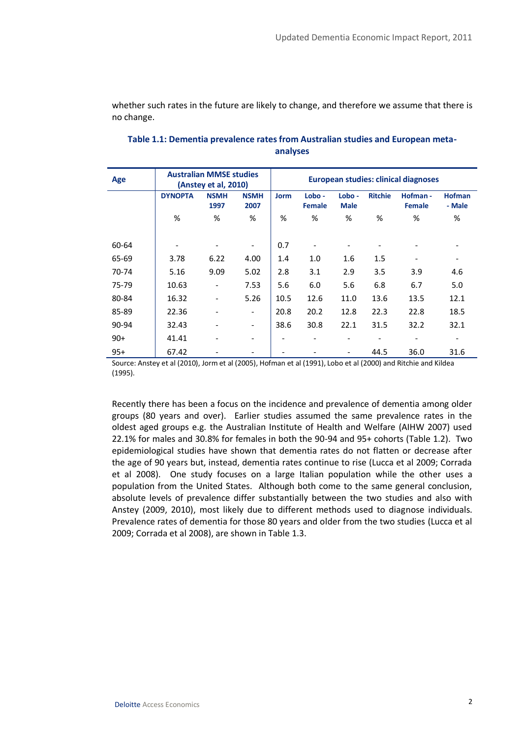whether such rates in the future are likely to change, and therefore we assume that there is no change.

**Table 1.1: Dementia prevalence rates from Australian studies and European meta-analyses**

| Age | Australian MMSE studies (Anstey et al, 2010) | | | European studies: clinical diagnoses | | | | | |
|---|---|---|---|---|---|---|---|---|---|
| | DYNOPTA | NSMH 1997 | NSMH 2007 | Jorm | Lobo - Female | Lobo - Male | Ritchie | Hofman - Female | Hofman - Male |
| | % | % | % | % | % | % | % | % | % |
| 60-64 | - | - | - | 0.7 | - | - | - | - | - |
| 65-69 | 3.78 | 6.22 | 4.00 | 1.4 | 1.0 | 1.6 | 1.5 | - | - |
| 70-74 | 5.16 | 9.09 | 5.02 | 2.8 | 3.1 | 2.9 | 3.5 | 3.9 | 4.6 |
| 75-79 | 10.63 | - | 7.53 | 5.6 | 6.0 | 5.6 | 6.8 | 6.7 | 5.0 |
| 80-84 | 16.32 | - | 5.26 | 10.5 | 12.6 | 11.0 | 13.6 | 13.5 | 12.1 |
| 85-89 | 22.36 | - | - | 20.8 | 20.2 | 12.8 | 22.3 | 22.8 | 18.5 |
| 90-94 | 32.43 | - | - | 38.6 | 30.8 | 22.1 | 31.5 | 32.2 | 32.1 |
| 90+ | 41.41 | - | - | - | - | - | - | - | - |
| 95+ | 67.42 | - | - | - | - | - | 44.5 | 36.0 | 31.6 |

Source: Anstey et al (2010), Jorm et al (2005), Hofman et al (1991), Lobo et al (2000) and Ritchie and Kildea (1995).

Recently there has been a focus on the incidence and prevalence of dementia among older groups (80 years and over). Earlier studies assumed the same prevalence rates in the oldest aged groups e.g. the Australian Institute of Health and Welfare (AIHW 2007) used 22.1% for males and 30.8% for females in both the 90-94 and 95+ cohorts (Table 1.2). Two epidemiological studies have shown that dementia rates do not flatten or decrease after the age of 90 years but, instead, dementia rates continue to rise (Lucca et al 2009; Corrada et al 2008). One study focuses on a large Italian population while the other uses a population from the United States. Although both come to the same general conclusion, absolute levels of prevalence differ substantially between the two studies and also with Anstey (2009, 2010), most likely due to different methods used to diagnose individuals. Prevalence rates of dementia for those 80 years and older from the two studies (Lucca et al 2009; Corrada et al 2008), are shown in Table 1.3.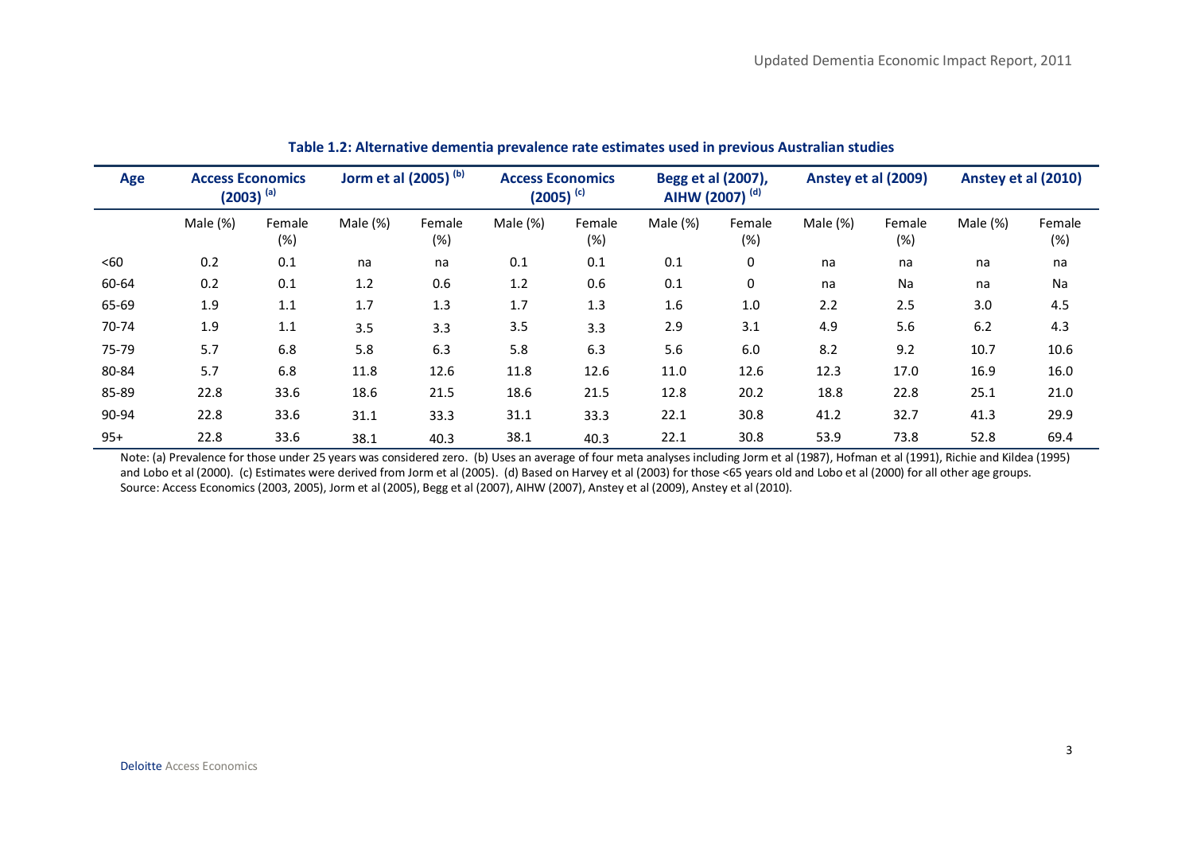**Table 1.2: Alternative dementia prevalence rate estimates used in previous Australian studies**

| Age | Access Economics (2003) [(a)] | | Jorm et al (2005) [(b)] | | Access Economics (2005) [(c)] | | Begg et al (2007), AIHW (2007) [(d)] | | Anstey et al (2009) | | Anstey et al (2010) | |
|---|---|---|---|---|---|---|---|---|---|---|---|---|
| | Male (%) | Female (%) | Male (%) | Female (%) | Male (%) | Female (%) | Male (%) | Female (%) | Male (%) | Female (%) | Male (%) | Female (%) |
| <60 | 0.2 | 0.1 | na | na | 0.1 | 0.1 | 0.1 | 0 | na | na | na | na |
| 60-64 | 0.2 | 0.1 | 1.2 | 0.6 | 1.2 | 0.6 | 0.1 | 0 | na | Na | na | Na |
| 65-69 | 1.9 | 1.1 | 1.7 | 1.3 | 1.7 | 1.3 | 1.6 | 1.0 | 2.2 | 2.5 | 3.0 | 4.5 |
| 70-74 | 1.9 | 1.1 | 3.5 | 3.3 | 3.5 | 3.3 | 2.9 | 3.1 | 4.9 | 5.6 | 6.2 | 4.3 |
| 75-79 | 5.7 | 6.8 | 5.8 | 6.3 | 5.8 | 6.3 | 5.6 | 6.0 | 8.2 | 9.2 | 10.7 | 10.6 |
| 80-84 | 5.7 | 6.8 | 11.8 | 12.6 | 11.8 | 12.6 | 11.0 | 12.6 | 12.3 | 17.0 | 16.9 | 16.0 |
| 85-89 | 22.8 | 33.6 | 18.6 | 21.5 | 18.6 | 21.5 | 12.8 | 20.2 | 18.8 | 22.8 | 25.1 | 21.0 |
| 90-94 | 22.8 | 33.6 | 31.1 | 33.3 | 31.1 | 33.3 | 22.1 | 30.8 | 41.2 | 32.7 | 41.3 | 29.9 |
| 95+ | 22.8 | 33.6 | 38.1 | 40.3 | 38.1 | 40.3 | 22.1 | 30.8 | 53.9 | 73.8 | 52.8 | 69.4 |

Note: (a) Prevalence for those under 25 years was considered zero. (b) Uses an average of four meta analyses including Jorm et al (1987), Hofman et al (1991), Richie and Kildea (1995) and Lobo et al (2000). (c) Estimates were derived from Jorm et al (2005). (d) Based on Harvey et al (2003) for those <65 years old and Lobo et al (2000) for all other age groups.
Source: Access Economics (2003, 2005), Jorm et al (2005), Begg et al (2007), AIHW (2007), Anstey et al (2009), Anstey et al (2010).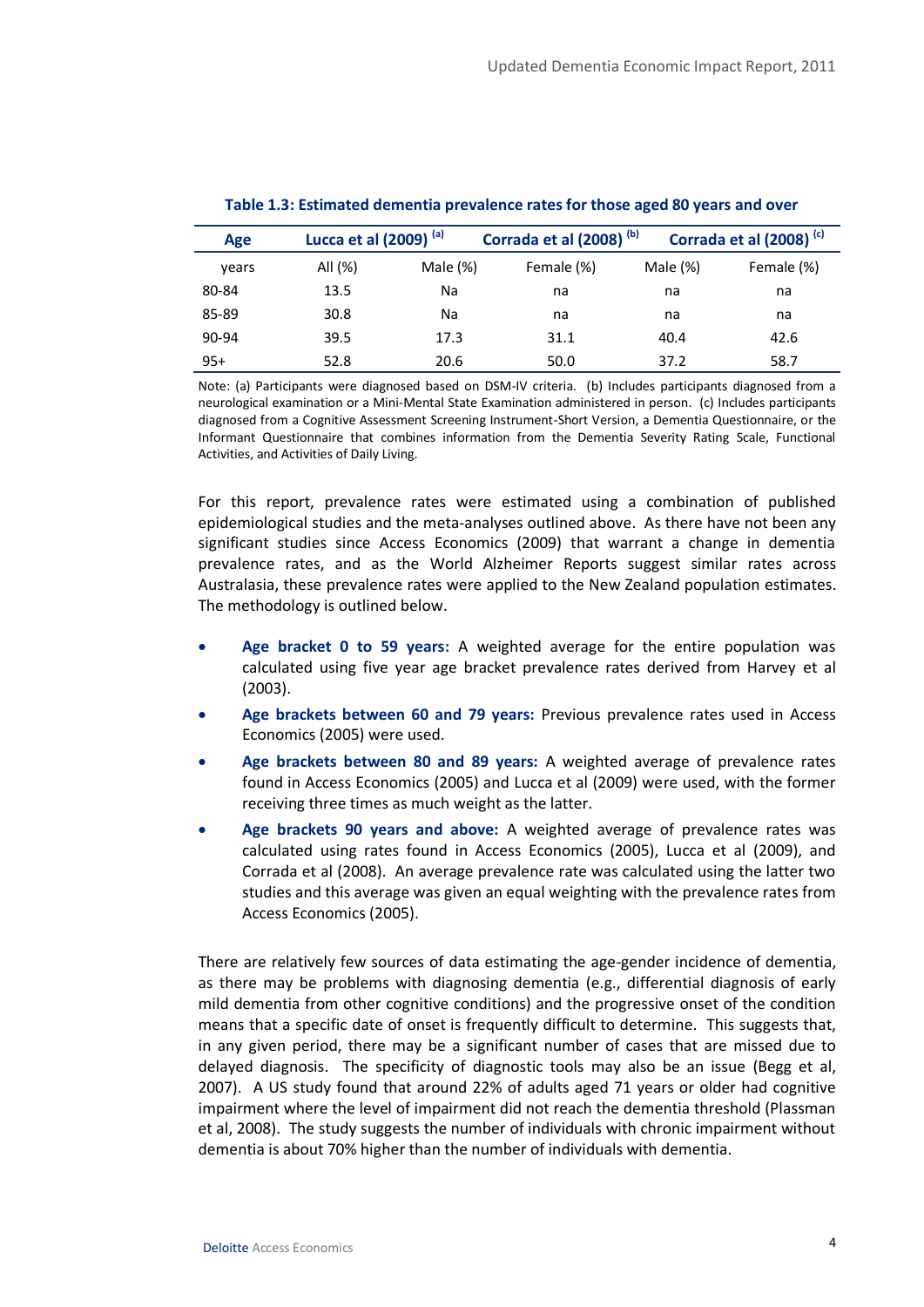**Table 1.3: Estimated dementia prevalence rates for those aged 80 years and over**

| Age | Lucca et al (2009) [(a)] | Corrada et al (2008) [(b)] | | Corrada et al (2008) [(c)] | |
|---|---|---|---|---|---|
| years | All (%) | Male (%) | Female (%) | Male (%) | Female (%) |
| 80-84 | 13.5 | Na | na | na | na |
| 85-89 | 30.8 | Na | na | na | na |
| 90-94 | 39.5 | 17.3 | 31.1 | 40.4 | 42.6 |
| 95+ | 52.8 | 20.6 | 50.0 | 37.2 | 58.7 |

Note: (a) Participants were diagnosed based on DSM-IV criteria. (b) Includes participants diagnosed from a neurological examination or a Mini-Mental State Examination administered in person. (c) Includes participants diagnosed from a Cognitive Assessment Screening Instrument-Short Version, a Dementia Questionnaire, or the Informant Questionnaire that combines information from the Dementia Severity Rating Scale, Functional Activities, and Activities of Daily Living.

For this report, prevalence rates were estimated using a combination of published epidemiological studies and the meta-analyses outlined above. As there have not been any significant studies since Access Economics (2009) that warrant a change in dementia prevalence rates, and as the World Alzheimer Reports suggest similar rates across Australasia, these prevalence rates were applied to the New Zealand population estimates. The methodology is outlined below.

- **Age bracket 0 to 59 years:** A weighted average for the entire population was calculated using five year age bracket prevalence rates derived from Harvey et al (2003).
- **Age brackets between 60 and 79 years:** Previous prevalence rates used in Access Economics (2005) were used.
- **Age brackets between 80 and 89 years:** A weighted average of prevalence rates found in Access Economics (2005) and Lucca et al (2009) were used, with the former receiving three times as much weight as the latter.
- **Age brackets 90 years and above:** A weighted average of prevalence rates was calculated using rates found in Access Economics (2005), Lucca et al (2009), and Corrada et al (2008). An average prevalence rate was calculated using the latter two studies and this average was given an equal weighting with the prevalence rates from Access Economics (2005).

There are relatively few sources of data estimating the age-gender incidence of dementia, as there may be problems with diagnosing dementia (e.g., differential diagnosis of early mild dementia from other cognitive conditions) and the progressive onset of the condition means that a specific date of onset is frequently difficult to determine. This suggests that, in any given period, there may be a significant number of cases that are missed due to delayed diagnosis. The specificity of diagnostic tools may also be an issue (Begg et al, 2007). A US study found that around 22% of adults aged 71 years or older had cognitive impairment where the level of impairment did not reach the dementia threshold (Plassman et al, 2008). The study suggests the number of individuals with chronic impairment without dementia is about 70% higher than the number of individuals with dementia.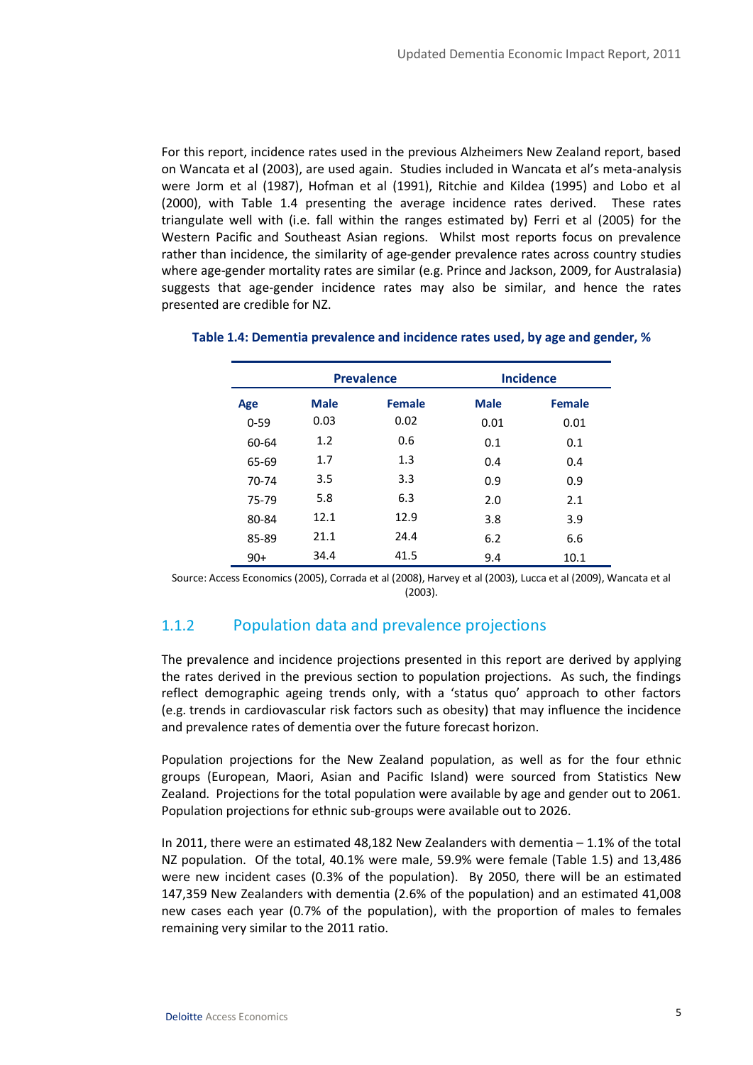For this report, incidence rates used in the previous Alzheimers New Zealand report, based on Wancata et al (2003), are used again. Studies included in Wancata et al's meta-analysis were Jorm et al (1987), Hofman et al (1991), Ritchie and Kildea (1995) and Lobo et al (2000), with Table 1.4 presenting the average incidence rates derived. These rates triangulate well with (i.e. fall within the ranges estimated by) Ferri et al (2005) for the Western Pacific and Southeast Asian regions. Whilst most reports focus on prevalence rather than incidence, the similarity of age-gender prevalence rates across country studies where age-gender mortality rates are similar (e.g. Prince and Jackson, 2009, for Australasia) suggests that age-gender incidence rates may also be similar, and hence the rates presented are credible for NZ.

**Table 1.4: Dementia prevalence and incidence rates used, by age and gender, %**

| | Prevalence | | Incidence | |
|---|---|---|---|---|
| **Age** | **Male** | **Female** | **Male** | **Female** |
| 0-59 | 0.03 | 0.02 | 0.01 | 0.01 |
| 60-64 | 1.2 | 0.6 | 0.1 | 0.1 |
| 65-69 | 1.7 | 1.3 | 0.4 | 0.4 |
| 70-74 | 3.5 | 3.3 | 0.9 | 0.9 |
| 75-79 | 5.8 | 6.3 | 2.0 | 2.1 |
| 80-84 | 12.1 | 12.9 | 3.8 | 3.9 |
| 85-89 | 21.1 | 24.4 | 6.2 | 6.6 |
| 90+ | 34.4 | 41.5 | 9.4 | 10.1 |

Source: Access Economics (2005), Corrada et al (2008), Harvey et al (2003), Lucca et al (2009), Wancata et al (2003).

### 1.1.2 Population data and prevalence projections

The prevalence and incidence projections presented in this report are derived by applying the rates derived in the previous section to population projections. As such, the findings reflect demographic ageing trends only, with a 'status quo' approach to other factors (e.g. trends in cardiovascular risk factors such as obesity) that may influence the incidence and prevalence rates of dementia over the future forecast horizon.

Population projections for the New Zealand population, as well as for the four ethnic groups (European, Maori, Asian and Pacific Island) were sourced from Statistics New Zealand. Projections for the total population were available by age and gender out to 2061. Population projections for ethnic sub-groups were available out to 2026.

In 2011, there were an estimated 48,182 New Zealanders with dementia – 1.1% of the total NZ population. Of the total, 40.1% were male, 59.9% were female (Table 1.5) and 13,486 were new incident cases (0.3% of the population). By 2050, there will be an estimated 147,359 New Zealanders with dementia (2.6% of the population) and an estimated 41,008 new cases each year (0.7% of the population), with the proportion of males to females remaining very similar to the 2011 ratio.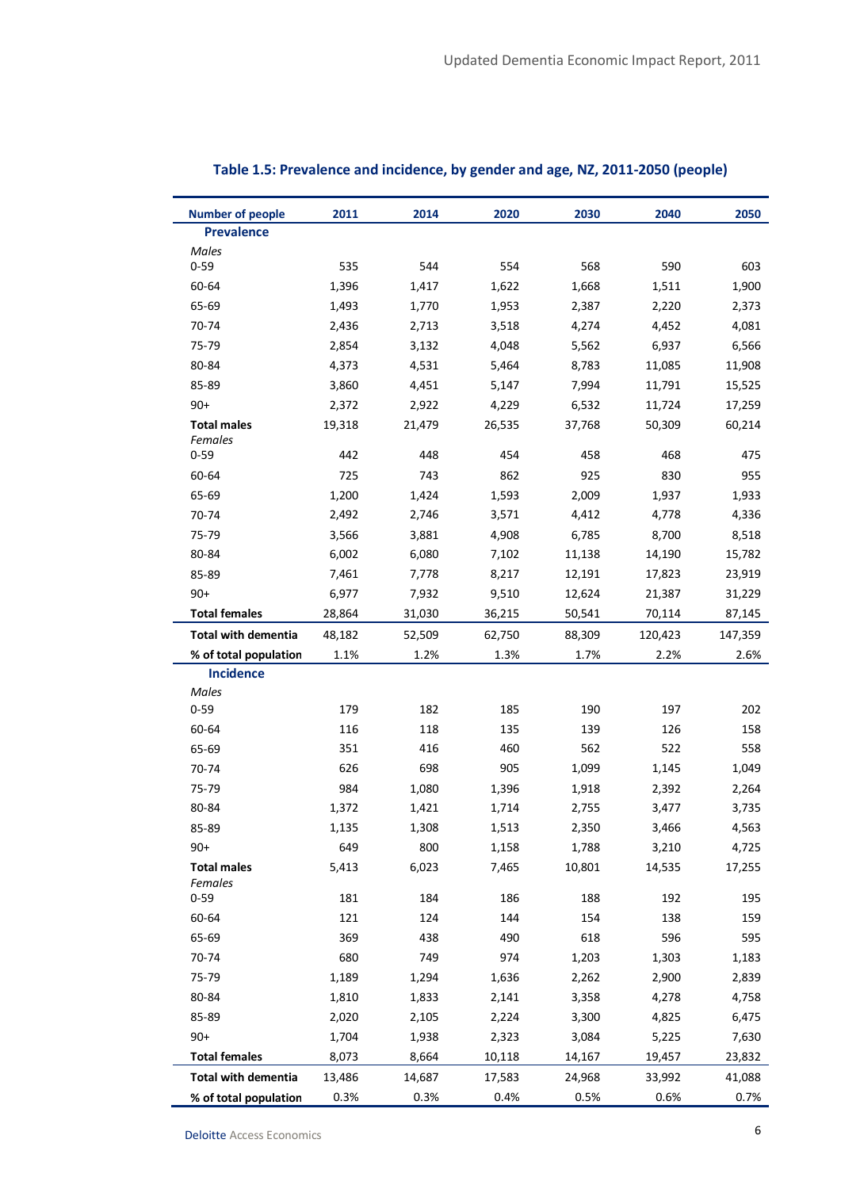### Table 1.5: Prevalence and incidence, by gender and age, NZ, 2011-2050 (people)

| Number of people | 2011 | 2014 | 2020 | 2030 | 2040 | 2050 |
|---|---|---|---|---|---|---|
| **Prevalence** | | | | | | |
| *Males* | | | | | | |
| 0-59 | 535 | 544 | 554 | 568 | 590 | 603 |
| 60-64 | 1,396 | 1,417 | 1,622 | 1,668 | 1,511 | 1,900 |
| 65-69 | 1,493 | 1,770 | 1,953 | 2,387 | 2,220 | 2,373 |
| 70-74 | 2,436 | 2,713 | 3,518 | 4,274 | 4,452 | 4,081 |
| 75-79 | 2,854 | 3,132 | 4,048 | 5,562 | 6,937 | 6,566 |
| 80-84 | 4,373 | 4,531 | 5,464 | 8,783 | 11,085 | 11,908 |
| 85-89 | 3,860 | 4,451 | 5,147 | 7,994 | 11,791 | 15,525 |
| 90+ | 2,372 | 2,922 | 4,229 | 6,532 | 11,724 | 17,259 |
| **Total males** | 19,318 | 21,479 | 26,535 | 37,768 | 50,309 | 60,214 |
| *Females* | | | | | | |
| 0-59 | 442 | 448 | 454 | 458 | 468 | 475 |
| 60-64 | 725 | 743 | 862 | 925 | 830 | 955 |
| 65-69 | 1,200 | 1,424 | 1,593 | 2,009 | 1,937 | 1,933 |
| 70-74 | 2,492 | 2,746 | 3,571 | 4,412 | 4,778 | 4,336 |
| 75-79 | 3,566 | 3,881 | 4,908 | 6,785 | 8,700 | 8,518 |
| 80-84 | 6,002 | 6,080 | 7,102 | 11,138 | 14,190 | 15,782 |
| 85-89 | 7,461 | 7,778 | 8,217 | 12,191 | 17,823 | 23,919 |
| 90+ | 6,977 | 7,932 | 9,510 | 12,624 | 21,387 | 31,229 |
| **Total females** | 28,864 | 31,030 | 36,215 | 50,541 | 70,114 | 87,145 |
| **Total with dementia** | 48,182 | 52,509 | 62,750 | 88,309 | 120,423 | 147,359 |
| **% of total population** | 1.1% | 1.2% | 1.3% | 1.7% | 2.2% | 2.6% |
| **Incidence** | | | | | | |
| *Males* | | | | | | |
| 0-59 | 179 | 182 | 185 | 190 | 197 | 202 |
| 60-64 | 116 | 118 | 135 | 139 | 126 | 158 |
| 65-69 | 351 | 416 | 460 | 562 | 522 | 558 |
| 70-74 | 626 | 698 | 905 | 1,099 | 1,145 | 1,049 |
| 75-79 | 984 | 1,080 | 1,396 | 1,918 | 2,392 | 2,264 |
| 80-84 | 1,372 | 1,421 | 1,714 | 2,755 | 3,477 | 3,735 |
| 85-89 | 1,135 | 1,308 | 1,513 | 2,350 | 3,466 | 4,563 |
| 90+ | 649 | 800 | 1,158 | 1,788 | 3,210 | 4,725 |
| **Total males** | 5,413 | 6,023 | 7,465 | 10,801 | 14,535 | 17,255 |
| *Females* | | | | | | |
| 0-59 | 181 | 184 | 186 | 188 | 192 | 195 |
| 60-64 | 121 | 124 | 144 | 154 | 138 | 159 |
| 65-69 | 369 | 438 | 490 | 618 | 596 | 595 |
| 70-74 | 680 | 749 | 974 | 1,203 | 1,303 | 1,183 |
| 75-79 | 1,189 | 1,294 | 1,636 | 2,262 | 2,900 | 2,839 |
| 80-84 | 1,810 | 1,833 | 2,141 | 3,358 | 4,278 | 4,758 |
| 85-89 | 2,020 | 2,105 | 2,224 | 3,300 | 4,825 | 6,475 |
| 90+ | 1,704 | 1,938 | 2,323 | 3,084 | 5,225 | 7,630 |
| **Total females** | 8,073 | 8,664 | 10,118 | 14,167 | 19,457 | 23,832 |
| **Total with dementia** | 13,486 | 14,687 | 17,583 | 24,968 | 33,992 | 41,088 |
| **% of total population** | 0.3% | 0.3% | 0.4% | 0.5% | 0.6% | 0.7% |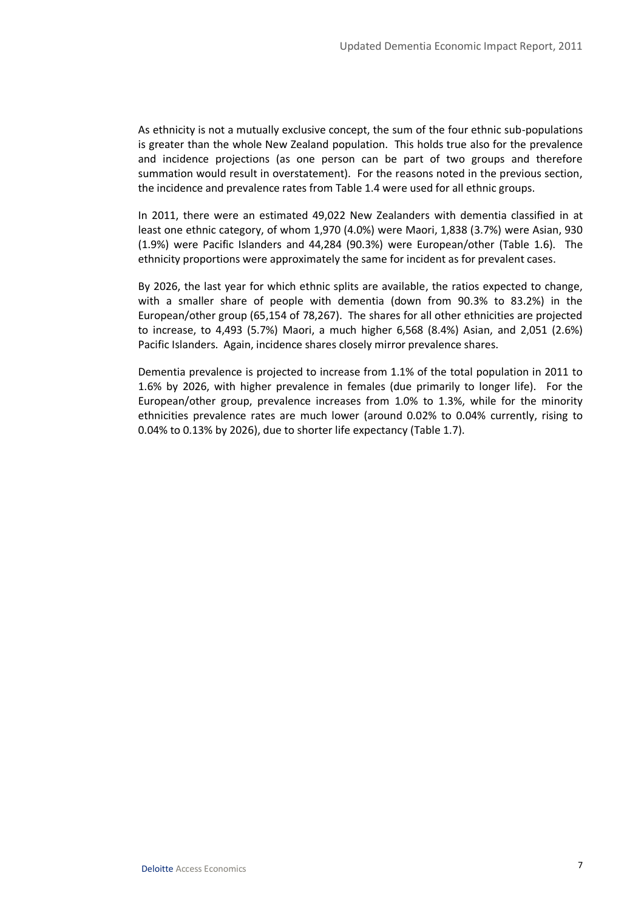As ethnicity is not a mutually exclusive concept, the sum of the four ethnic sub-populations is greater than the whole New Zealand population. This holds true also for the prevalence and incidence projections (as one person can be part of two groups and therefore summation would result in overstatement). For the reasons noted in the previous section, the incidence and prevalence rates from Table 1.4 were used for all ethnic groups.

In 2011, there were an estimated 49,022 New Zealanders with dementia classified in at least one ethnic category, of whom 1,970 (4.0%) were Maori, 1,838 (3.7%) were Asian, 930 (1.9%) were Pacific Islanders and 44,284 (90.3%) were European/other (Table 1.6). The ethnicity proportions were approximately the same for incident as for prevalent cases.

By 2026, the last year for which ethnic splits are available, the ratios expected to change, with a smaller share of people with dementia (down from 90.3% to 83.2%) in the European/other group (65,154 of 78,267). The shares for all other ethnicities are projected to increase, to 4,493 (5.7%) Maori, a much higher 6,568 (8.4%) Asian, and 2,051 (2.6%) Pacific Islanders. Again, incidence shares closely mirror prevalence shares.

Dementia prevalence is projected to increase from 1.1% of the total population in 2011 to 1.6% by 2026, with higher prevalence in females (due primarily to longer life). For the European/other group, prevalence increases from 1.0% to 1.3%, while for the minority ethnicities prevalence rates are much lower (around 0.02% to 0.04% currently, rising to 0.04% to 0.13% by 2026), due to shorter life expectancy (Table 1.7).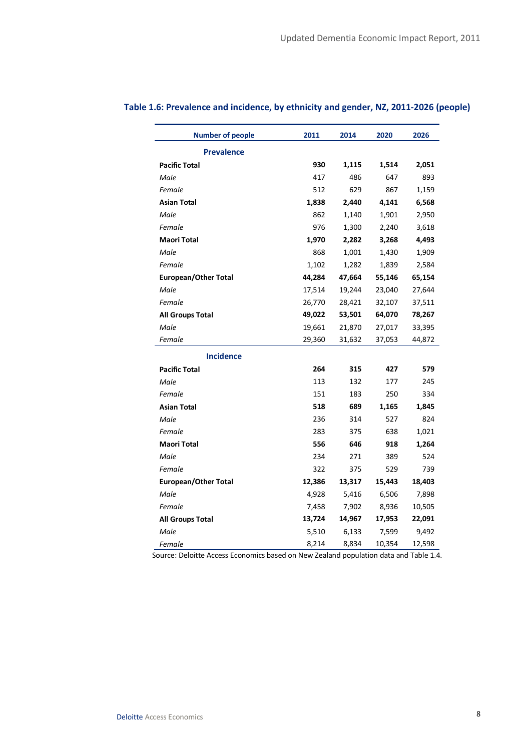**Table 1.6: Prevalence and incidence, by ethnicity and gender, NZ, 2011-2026 (people)**

| Number of people | 2011 | 2014 | 2020 | 2026 |
|---|---|---|---|---|
| **Prevalence** | | | | |
| **Pacific Total** | **930** | **1,115** | **1,514** | **2,051** |
| *Male* | 417 | 486 | 647 | 893 |
| *Female* | 512 | 629 | 867 | 1,159 |
| **Asian Total** | **1,838** | **2,440** | **4,141** | **6,568** |
| *Male* | 862 | 1,140 | 1,901 | 2,950 |
| *Female* | 976 | 1,300 | 2,240 | 3,618 |
| **Maori Total** | **1,970** | **2,282** | **3,268** | **4,493** |
| *Male* | 868 | 1,001 | 1,430 | 1,909 |
| *Female* | 1,102 | 1,282 | 1,839 | 2,584 |
| **European/Other Total** | **44,284** | **47,664** | **55,146** | **65,154** |
| *Male* | 17,514 | 19,244 | 23,040 | 27,644 |
| *Female* | 26,770 | 28,421 | 32,107 | 37,511 |
| **All Groups Total** | **49,022** | **53,501** | **64,070** | **78,267** |
| *Male* | 19,661 | 21,870 | 27,017 | 33,395 |
| *Female* | 29,360 | 31,632 | 37,053 | 44,872 |
| **Incidence** | | | | |
| **Pacific Total** | **264** | **315** | **427** | **579** |
| *Male* | 113 | 132 | 177 | 245 |
| *Female* | 151 | 183 | 250 | 334 |
| **Asian Total** | **518** | **689** | **1,165** | **1,845** |
| *Male* | 236 | 314 | 527 | 824 |
| *Female* | 283 | 375 | 638 | 1,021 |
| **Maori Total** | **556** | **646** | **918** | **1,264** |
| *Male* | 234 | 271 | 389 | 524 |
| *Female* | 322 | 375 | 529 | 739 |
| **European/Other Total** | **12,386** | **13,317** | **15,443** | **18,403** |
| *Male* | 4,928 | 5,416 | 6,506 | 7,898 |
| *Female* | 7,458 | 7,902 | 8,936 | 10,505 |
| **All Groups Total** | **13,724** | **14,967** | **17,953** | **22,091** |
| *Male* | 5,510 | 6,133 | 7,599 | 9,492 |
| *Female* | 8,214 | 8,834 | 10,354 | 12,598 |

Source: Deloitte Access Economics based on New Zealand population data and Table 1.4.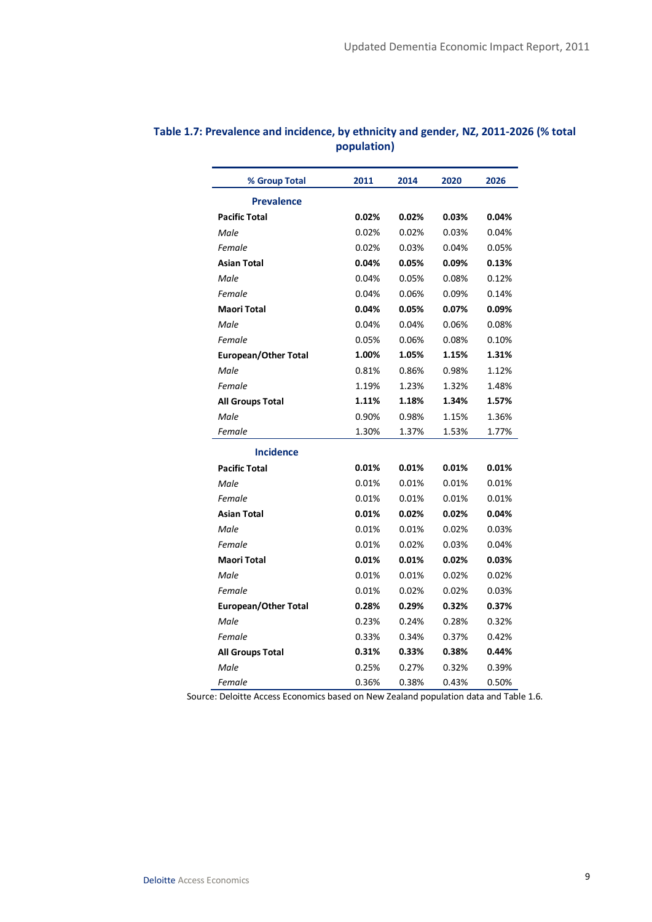**Table 1.7: Prevalence and incidence, by ethnicity and gender, NZ, 2011-2026 (% total population)**

| % Group Total | 2011 | 2014 | 2020 | 2026 |
|---|---|---|---|---|
| **Prevalence** | | | | |
| **Pacific Total** | **0.02%** | **0.02%** | **0.03%** | **0.04%** |
| *Male* | 0.02% | 0.02% | 0.03% | 0.04% |
| *Female* | 0.02% | 0.03% | 0.04% | 0.05% |
| **Asian Total** | **0.04%** | **0.05%** | **0.09%** | **0.13%** |
| *Male* | 0.04% | 0.05% | 0.08% | 0.12% |
| *Female* | 0.04% | 0.06% | 0.09% | 0.14% |
| **Maori Total** | **0.04%** | **0.05%** | **0.07%** | **0.09%** |
| *Male* | 0.04% | 0.04% | 0.06% | 0.08% |
| *Female* | 0.05% | 0.06% | 0.08% | 0.10% |
| **European/Other Total** | **1.00%** | **1.05%** | **1.15%** | **1.31%** |
| *Male* | 0.81% | 0.86% | 0.98% | 1.12% |
| *Female* | 1.19% | 1.23% | 1.32% | 1.48% |
| **All Groups Total** | **1.11%** | **1.18%** | **1.34%** | **1.57%** |
| *Male* | 0.90% | 0.98% | 1.15% | 1.36% |
| *Female* | 1.30% | 1.37% | 1.53% | 1.77% |
| **Incidence** | | | | |
| **Pacific Total** | **0.01%** | **0.01%** | **0.01%** | **0.01%** |
| *Male* | 0.01% | 0.01% | 0.01% | 0.01% |
| *Female* | 0.01% | 0.01% | 0.01% | 0.01% |
| **Asian Total** | **0.01%** | **0.02%** | **0.02%** | **0.04%** |
| *Male* | 0.01% | 0.01% | 0.02% | 0.03% |
| *Female* | 0.01% | 0.02% | 0.03% | 0.04% |
| **Maori Total** | **0.01%** | **0.01%** | **0.02%** | **0.03%** |
| *Male* | 0.01% | 0.01% | 0.02% | 0.02% |
| *Female* | 0.01% | 0.02% | 0.02% | 0.03% |
| **European/Other Total** | **0.28%** | **0.29%** | **0.32%** | **0.37%** |
| *Male* | 0.23% | 0.24% | 0.28% | 0.32% |
| *Female* | 0.33% | 0.34% | 0.37% | 0.42% |
| **All Groups Total** | **0.31%** | **0.33%** | **0.38%** | **0.44%** |
| *Male* | 0.25% | 0.27% | 0.32% | 0.39% |
| *Female* | 0.36% | 0.38% | 0.43% | 0.50% |

Source: Deloitte Access Economics based on New Zealand population data and Table 1.6.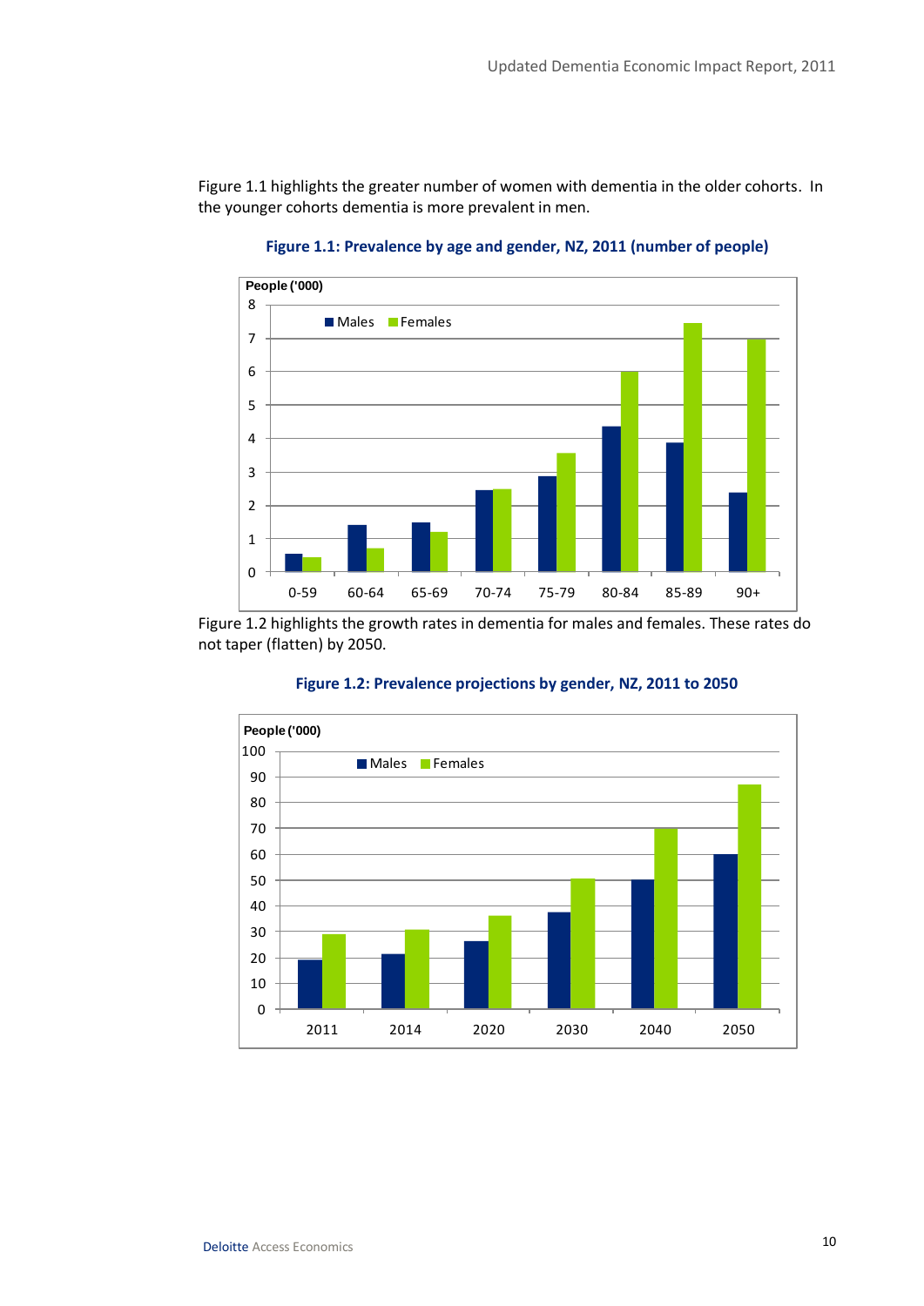Figure 1.1 highlights the greater number of women with dementia in the older cohorts. In the younger cohorts dementia is more prevalent in men.

**Figure 1.1: Prevalence by age and gender, NZ, 2011 (number of people)**

Figure 1.2 highlights the growth rates in dementia for males and females. These rates do not taper (flatten) by 2050.

**Figure 1.2: Prevalence projections by gender, NZ, 2011 to 2050**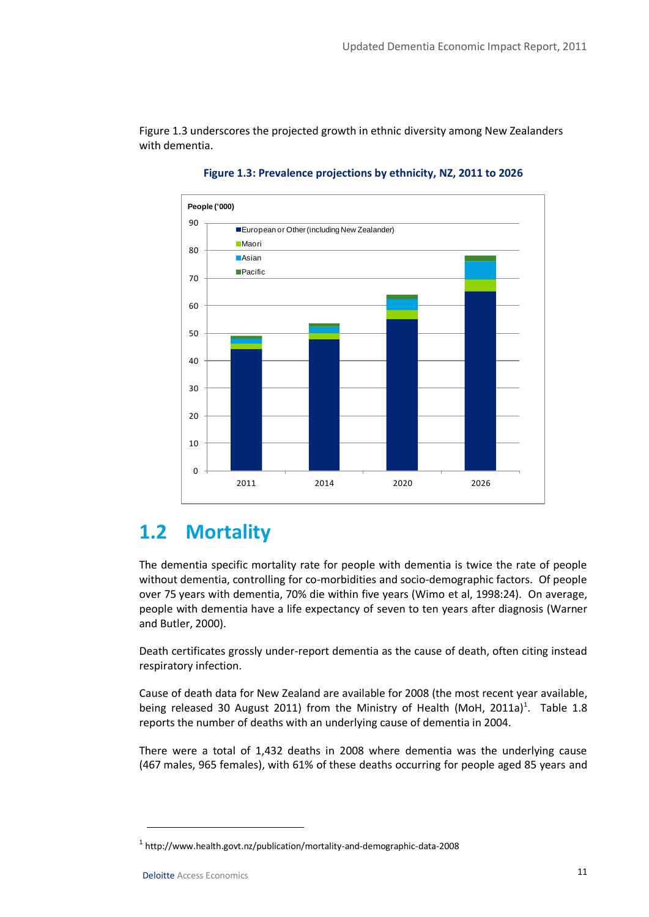Figure 1.3 underscores the projected growth in ethnic diversity among New Zealanders with dementia.

**Figure 1.3: Prevalence projections by ethnicity, NZ, 2011 to 2026**

## 1.2 Mortality

The dementia specific mortality rate for people with dementia is twice the rate of people without dementia, controlling for co-morbidities and socio-demographic factors. Of people over 75 years with dementia, 70% die within five years (Wimo et al, 1998:24). On average, people with dementia have a life expectancy of seven to ten years after diagnosis (Warner and Butler, 2000).

Death certificates grossly under-report dementia as the cause of death, often citing instead respiratory infection.

Cause of death data for New Zealand are available for 2008 (the most recent year available, being released 30 August 2011) from the Ministry of Health (MoH, 2011a)[1]. Table 1.8 reports the number of deaths with an underlying cause of dementia in 2004.

There were a total of 1,432 deaths in 2008 where dementia was the underlying cause (467 males, 965 females), with 61% of these deaths occurring for people aged 85 years and

[1] http://www.health.govt.nz/publication/mortality-and-demographic-data-2008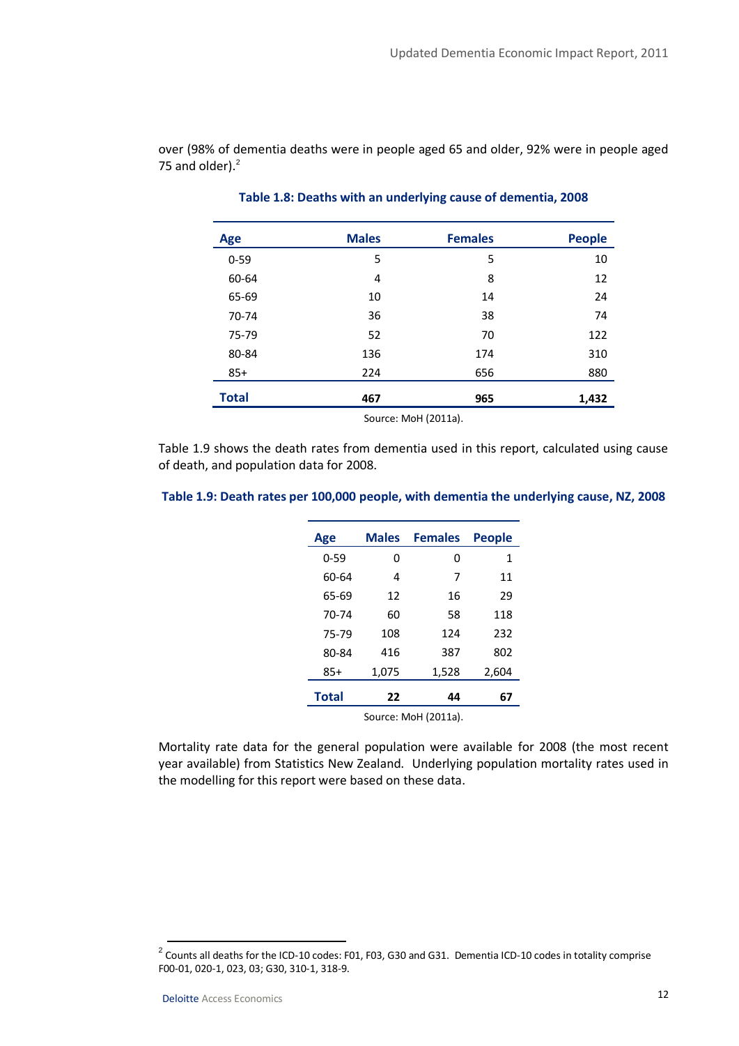over (98% of dementia deaths were in people aged 65 and older, 92% were in people aged 75 and older).[2]

**Table 1.8: Deaths with an underlying cause of dementia, 2008**

| Age | Males | Females | People |
|---|---|---|---|
| 0-59 | 5 | 5 | 10 |
| 60-64 | 4 | 8 | 12 |
| 65-69 | 10 | 14 | 24 |
| 70-74 | 36 | 38 | 74 |
| 75-79 | 52 | 70 | 122 |
| 80-84 | 136 | 174 | 310 |
| 85+ | 224 | 656 | 880 |
| **Total** | **467** | **965** | **1,432** |

Source: MoH (2011a).

Table 1.9 shows the death rates from dementia used in this report, calculated using cause of death, and population data for 2008.

**Table 1.9: Death rates per 100,000 people, with dementia the underlying cause, NZ, 2008**

| Age | Males | Females | People |
|---|---|---|---|
| 0-59 | 0 | 0 | 1 |
| 60-64 | 4 | 7 | 11 |
| 65-69 | 12 | 16 | 29 |
| 70-74 | 60 | 58 | 118 |
| 75-79 | 108 | 124 | 232 |
| 80-84 | 416 | 387 | 802 |
| 85+ | 1,075 | 1,528 | 2,604 |
| **Total** | **22** | **44** | **67** |

Source: MoH (2011a).

Mortality rate data for the general population were available for 2008 (the most recent year available) from Statistics New Zealand. Underlying population mortality rates used in the modelling for this report were based on these data.

[2] Counts all deaths for the ICD-10 codes: F01, F03, G30 and G31. Dementia ICD-10 codes in totality comprise F00-01, 020-1, 023, 03; G30, 310-1, 318-9.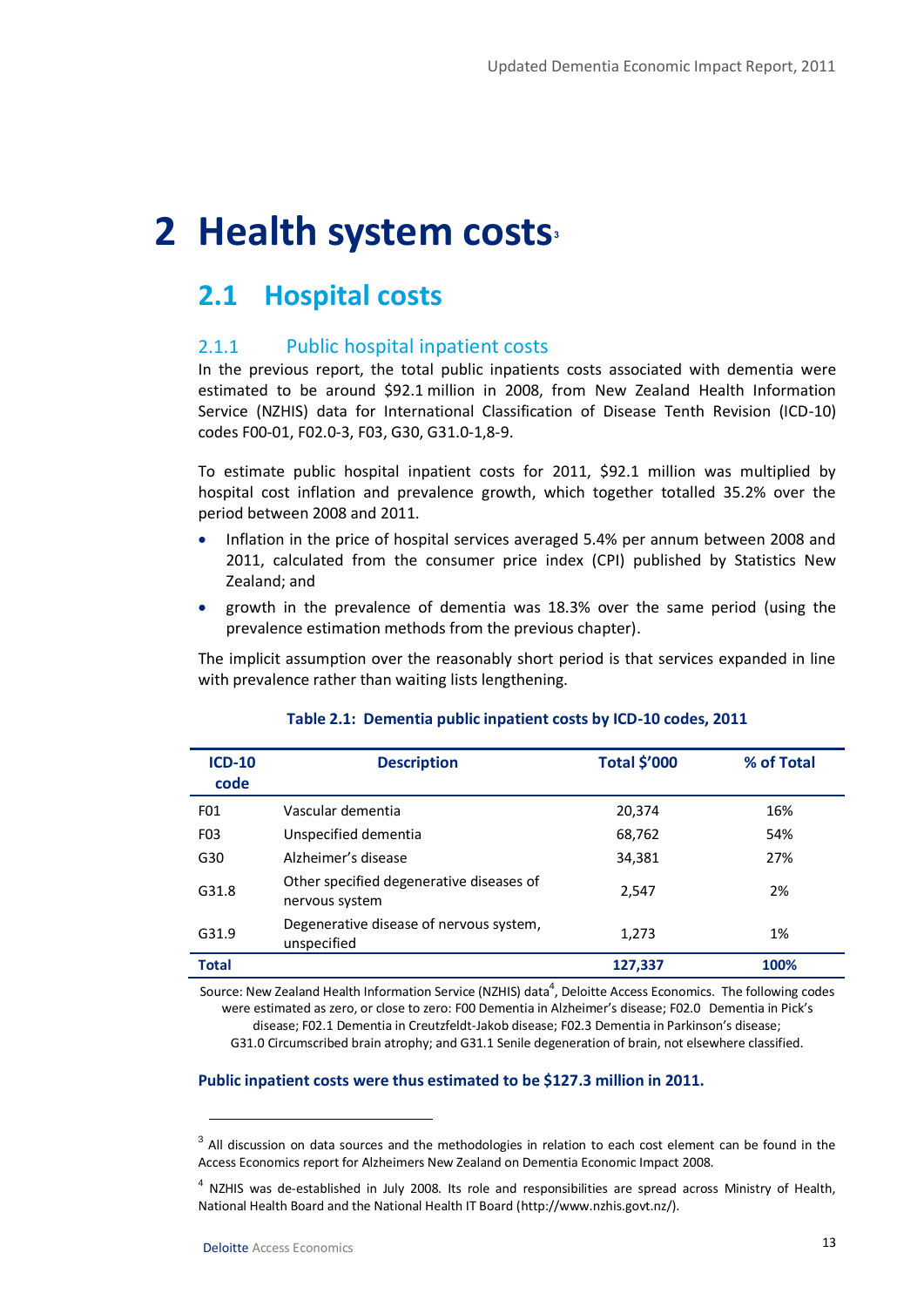# 2 Health system costs[3]

## 2.1 Hospital costs

### 2.1.1 Public hospital inpatient costs

In the previous report, the total public inpatients costs associated with dementia were estimated to be around $92.1 million in 2008, from New Zealand Health Information Service (NZHIS) data for International Classification of Disease Tenth Revision (ICD-10) codes F00-01, F02.0-3, F03, G30, G31.0-1,8-9.

To estimate public hospital inpatient costs for 2011, $92.1 million was multiplied by hospital cost inflation and prevalence growth, which together totalled 35.2% over the period between 2008 and 2011.

- Inflation in the price of hospital services averaged 5.4% per annum between 2008 and 2011, calculated from the consumer price index (CPI) published by Statistics New Zealand; and
- growth in the prevalence of dementia was 18.3% over the same period (using the prevalence estimation methods from the previous chapter).

The implicit assumption over the reasonably short period is that services expanded in line with prevalence rather than waiting lists lengthening.

**Table 2.1: Dementia public inpatient costs by ICD-10 codes, 2011**

| ICD-10 code | Description | Total $'000 | % of Total |
|---|---|---|---|
| F01 | Vascular dementia | 20,374 | 16% |
| F03 | Unspecified dementia | 68,762 | 54% |
| G30 | Alzheimer's disease | 34,381 | 27% |
| G31.8 | Other specified degenerative diseases of nervous system | 2,547 | 2% |
| G31.9 | Degenerative disease of nervous system, unspecified | 1,273 | 1% |
| **Total** | | **127,337** | **100%** |

Source: New Zealand Health Information Service (NZHIS) data[4], Deloitte Access Economics. The following codes were estimated as zero, or close to zero: F00 Dementia in Alzheimer's disease; F02.0 Dementia in Pick's disease; F02.1 Dementia in Creutzfeldt-Jakob disease; F02.3 Dementia in Parkinson's disease; G31.0 Circumscribed brain atrophy; and G31.1 Senile degeneration of brain, not elsewhere classified.

**Public inpatient costs were thus estimated to be $127.3 million in 2011.**

---

[3] All discussion on data sources and the methodologies in relation to each cost element can be found in the Access Economics report for Alzheimers New Zealand on Dementia Economic Impact 2008.

[4] NZHIS was de-established in July 2008. Its role and responsibilities are spread across Ministry of Health, National Health Board and the National Health IT Board (http://www.nzhis.govt.nz/).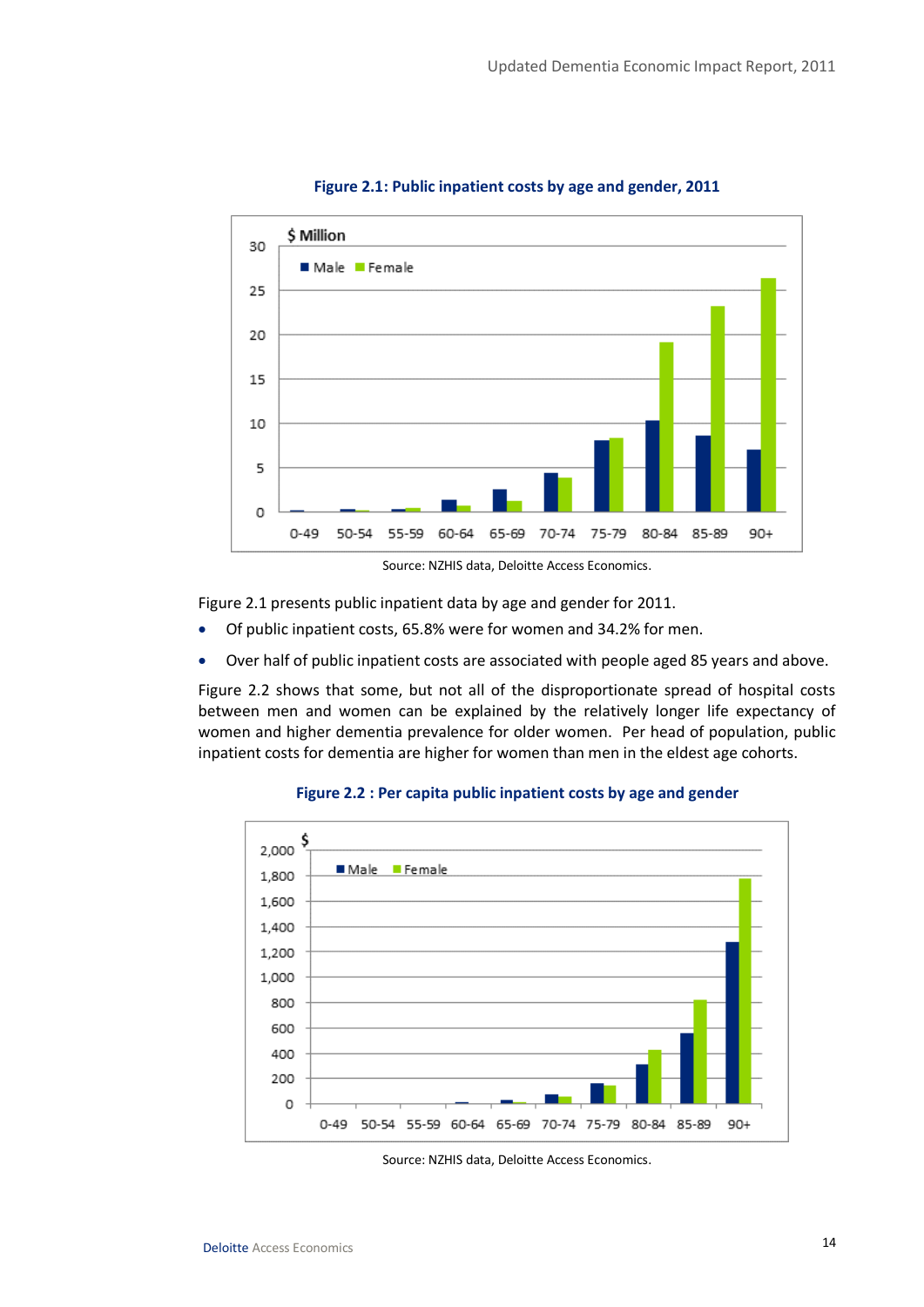**Figure 2.1: Public inpatient costs by age and gender, 2011**

Source: NZHIS data, Deloitte Access Economics.

Figure 2.1 presents public inpatient data by age and gender for 2011.

- Of public inpatient costs, 65.8% were for women and 34.2% for men.
- Over half of public inpatient costs are associated with people aged 85 years and above.

Figure 2.2 shows that some, but not all of the disproportionate spread of hospital costs between men and women can be explained by the relatively longer life expectancy of women and higher dementia prevalence for older women. Per head of population, public inpatient costs for dementia are higher for women than men in the eldest age cohorts.

**Figure 2.2 : Per capita public inpatient costs by age and gender**

Source: NZHIS data, Deloitte Access Economics.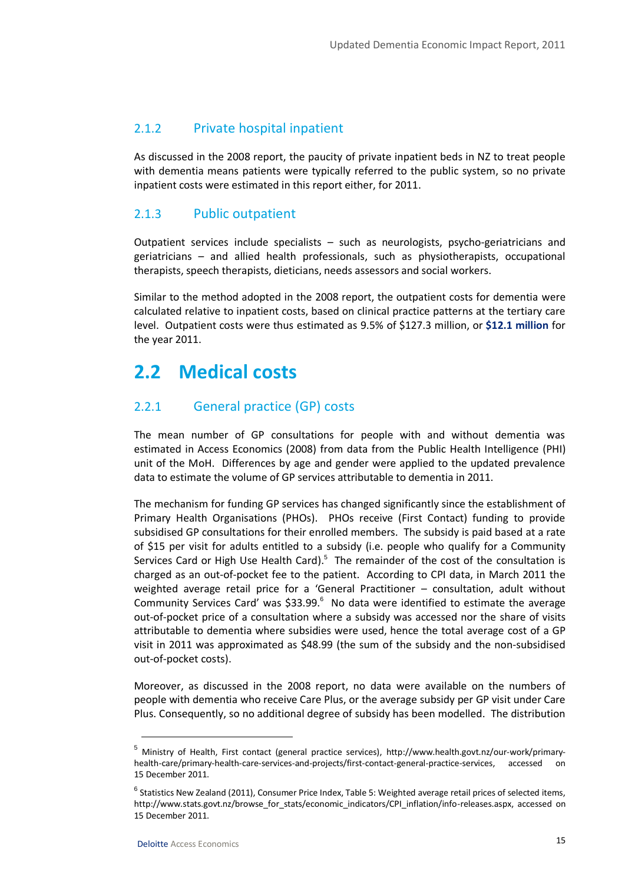### 2.1.2 Private hospital inpatient

As discussed in the 2008 report, the paucity of private inpatient beds in NZ to treat people with dementia means patients were typically referred to the public system, so no private inpatient costs were estimated in this report either, for 2011.

### 2.1.3 Public outpatient

Outpatient services include specialists – such as neurologists, psycho-geriatricians and geriatricians – and allied health professionals, such as physiotherapists, occupational therapists, speech therapists, dieticians, needs assessors and social workers.

Similar to the method adopted in the 2008 report, the outpatient costs for dementia were calculated relative to inpatient costs, based on clinical practice patterns at the tertiary care level. Outpatient costs were thus estimated as 9.5% of $127.3 million, or **$12.1 million** for the year 2011.

## 2.2 Medical costs

### 2.2.1 General practice (GP) costs

The mean number of GP consultations for people with and without dementia was estimated in Access Economics (2008) from data from the Public Health Intelligence (PHI) unit of the MoH. Differences by age and gender were applied to the updated prevalence data to estimate the volume of GP services attributable to dementia in 2011.

The mechanism for funding GP services has changed significantly since the establishment of Primary Health Organisations (PHOs). PHOs receive (First Contact) funding to provide subsidised GP consultations for their enrolled members. The subsidy is paid based at a rate of $15 per visit for adults entitled to a subsidy (i.e. people who qualify for a Community Services Card or High Use Health Card).[5] The remainder of the cost of the consultation is charged as an out-of-pocket fee to the patient. According to CPI data, in March 2011 the weighted average retail price for a 'General Practitioner – consultation, adult without Community Services Card' was $33.99.[6] No data were identified to estimate the average out-of-pocket price of a consultation where a subsidy was accessed nor the share of visits attributable to dementia where subsidies were used, hence the total average cost of a GP visit in 2011 was approximated as $48.99 (the sum of the subsidy and the non-subsidised out-of-pocket costs).

Moreover, as discussed in the 2008 report, no data were available on the numbers of people with dementia who receive Care Plus, or the average subsidy per GP visit under Care Plus. Consequently, so no additional degree of subsidy has been modelled. The distribution

---

[5] Ministry of Health, First contact (general practice services), http://www.health.govt.nz/our-work/primary-health-care/primary-health-care-services-and-projects/first-contact-general-practice-services, accessed on 15 December 2011.

[6] Statistics New Zealand (2011), Consumer Price Index, Table 5: Weighted average retail prices of selected items, http://www.stats.govt.nz/browse_for_stats/economic_indicators/CPI_inflation/info-releases.aspx, accessed on 15 December 2011.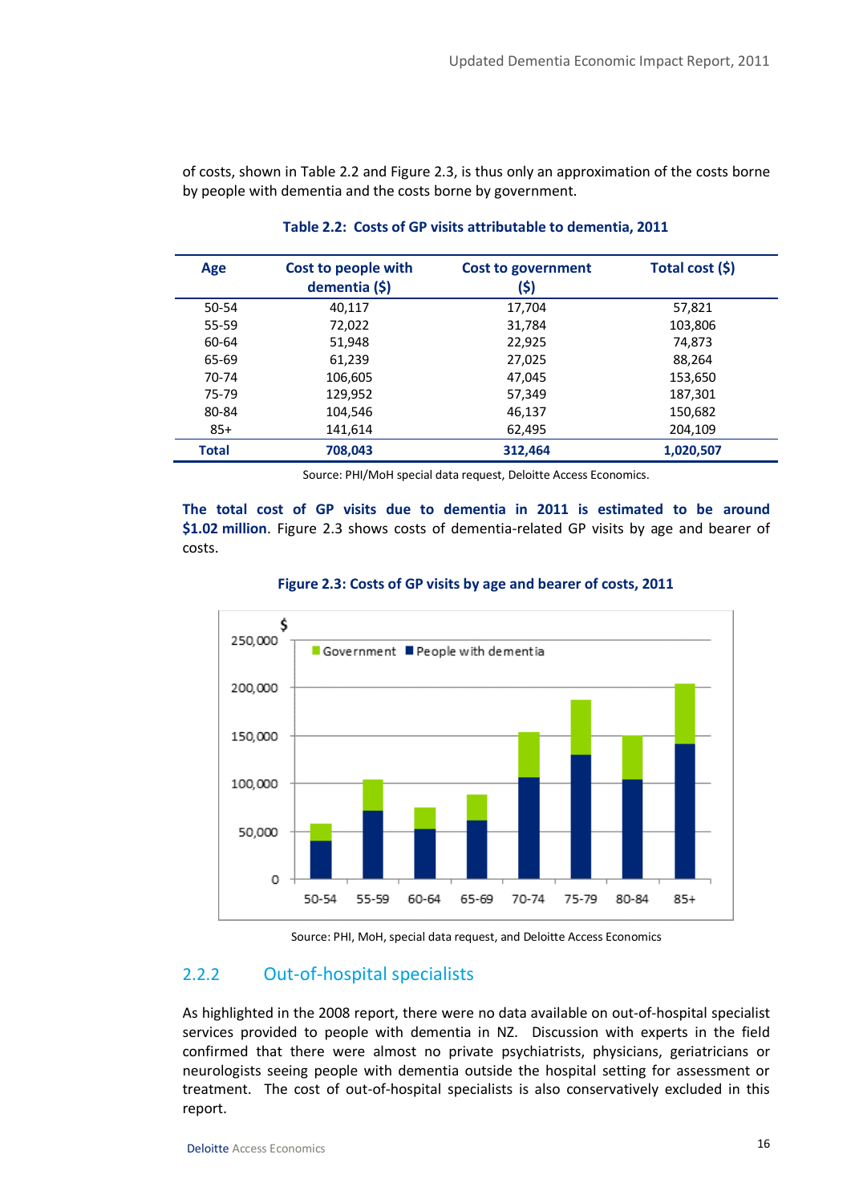of costs, shown in Table 2.2 and Figure 2.3, is thus only an approximation of the costs borne by people with dementia and the costs borne by government.

**Table 2.2: Costs of GP visits attributable to dementia, 2011**

| Age | Cost to people with dementia ($) | Cost to government ($) | Total cost ($) |
|---|---|---|---|
| 50-54 | 40,117 | 17,704 | 57,821 |
| 55-59 | 72,022 | 31,784 | 103,806 |
| 60-64 | 51,948 | 22,925 | 74,873 |
| 65-69 | 61,239 | 27,025 | 88,264 |
| 70-74 | 106,605 | 47,045 | 153,650 |
| 75-79 | 129,952 | 57,349 | 187,301 |
| 80-84 | 104,546 | 46,137 | 150,682 |
| 85+ | 141,614 | 62,495 | 204,109 |
| **Total** | **708,043** | **312,464** | **1,020,507** |

Source: PHI/MoH special data request, Deloitte Access Economics.

**The total cost of GP visits due to dementia in 2011 is estimated to be around $1.02 million**. Figure 2.3 shows costs of dementia-related GP visits by age and bearer of costs.

**Figure 2.3: Costs of GP visits by age and bearer of costs, 2011**

Source: PHI, MoH, special data request, and Deloitte Access Economics

## 2.2.2 Out-of-hospital specialists

As highlighted in the 2008 report, there were no data available on out-of-hospital specialist services provided to people with dementia in NZ. Discussion with experts in the field confirmed that there were almost no private psychiatrists, physicians, geriatricians or neurologists seeing people with dementia outside the hospital setting for assessment or treatment. The cost of out-of-hospital specialists is also conservatively excluded in this report.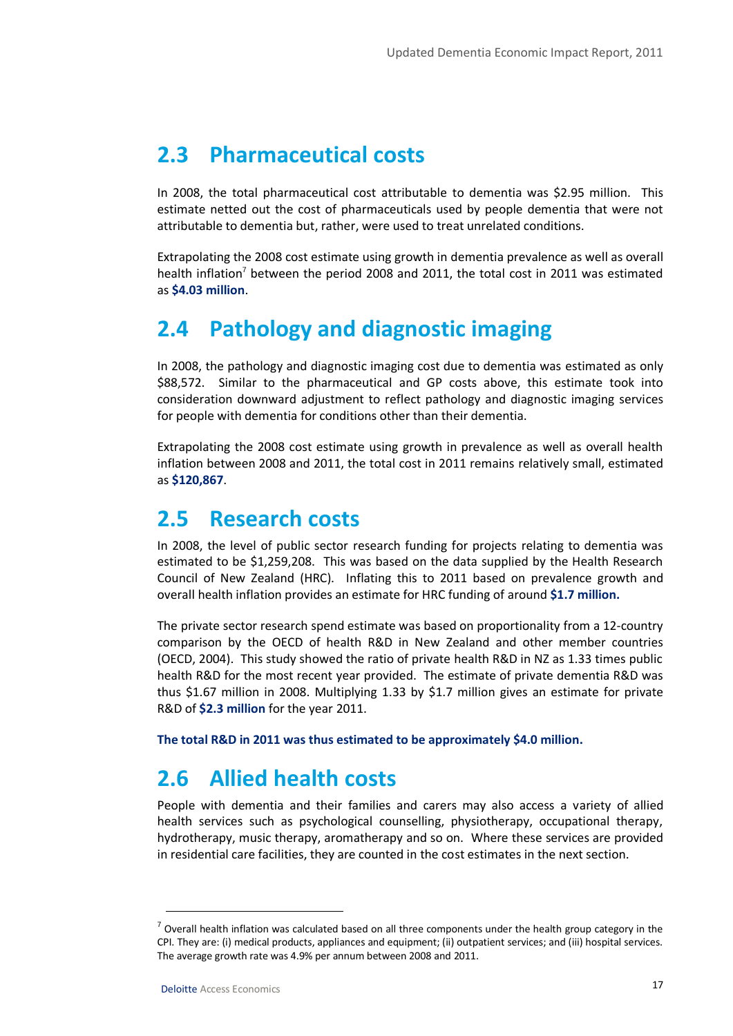## 2.3 Pharmaceutical costs

In 2008, the total pharmaceutical cost attributable to dementia was $2.95 million. This estimate netted out the cost of pharmaceuticals used by people dementia that were not attributable to dementia but, rather, were used to treat unrelated conditions.

Extrapolating the 2008 cost estimate using growth in dementia prevalence as well as overall health inflation[7] between the period 2008 and 2011, the total cost in 2011 was estimated as **$4.03 million**.

## 2.4 Pathology and diagnostic imaging

In 2008, the pathology and diagnostic imaging cost due to dementia was estimated as only $88,572. Similar to the pharmaceutical and GP costs above, this estimate took into consideration downward adjustment to reflect pathology and diagnostic imaging services for people with dementia for conditions other than their dementia.

Extrapolating the 2008 cost estimate using growth in prevalence as well as overall health inflation between 2008 and 2011, the total cost in 2011 remains relatively small, estimated as **$120,867**.

## 2.5 Research costs

In 2008, the level of public sector research funding for projects relating to dementia was estimated to be $1,259,208. This was based on the data supplied by the Health Research Council of New Zealand (HRC). Inflating this to 2011 based on prevalence growth and overall health inflation provides an estimate for HRC funding of around **$1.7 million.**

The private sector research spend estimate was based on proportionality from a 12-country comparison by the OECD of health R&D in New Zealand and other member countries (OECD, 2004). This study showed the ratio of private health R&D in NZ as 1.33 times public health R&D for the most recent year provided. The estimate of private dementia R&D was thus $1.67 million in 2008. Multiplying 1.33 by $1.7 million gives an estimate for private R&D of **$2.3 million** for the year 2011.

**The total R&D in 2011 was thus estimated to be approximately $4.0 million.**

## 2.6 Allied health costs

People with dementia and their families and carers may also access a variety of allied health services such as psychological counselling, physiotherapy, occupational therapy, hydrotherapy, music therapy, aromatherapy and so on. Where these services are provided in residential care facilities, they are counted in the cost estimates in the next section.

---

[7] Overall health inflation was calculated based on all three components under the health group category in the CPI. They are: (i) medical products, appliances and equipment; (ii) outpatient services; and (iii) hospital services. The average growth rate was 4.9% per annum between 2008 and 2011.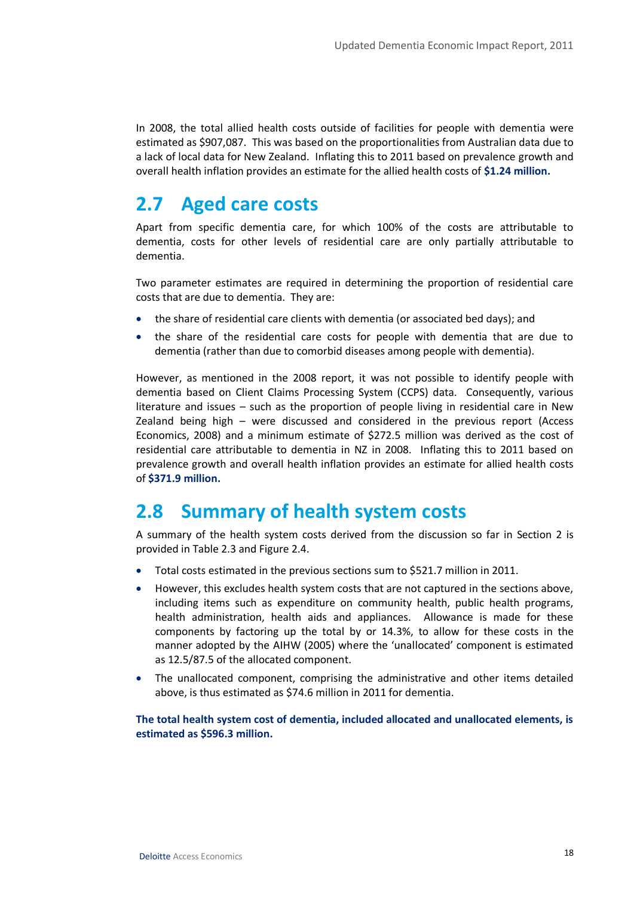In 2008, the total allied health costs outside of facilities for people with dementia were estimated as $907,087. This was based on the proportionalities from Australian data due to a lack of local data for New Zealand. Inflating this to 2011 based on prevalence growth and overall health inflation provides an estimate for the allied health costs of **$1.24 million.**

## 2.7 Aged care costs

Apart from specific dementia care, for which 100% of the costs are attributable to dementia, costs for other levels of residential care are only partially attributable to dementia.

Two parameter estimates are required in determining the proportion of residential care costs that are due to dementia. They are:

- the share of residential care clients with dementia (or associated bed days); and
- the share of the residential care costs for people with dementia that are due to dementia (rather than due to comorbid diseases among people with dementia).

However, as mentioned in the 2008 report, it was not possible to identify people with dementia based on Client Claims Processing System (CCPS) data. Consequently, various literature and issues – such as the proportion of people living in residential care in New Zealand being high – were discussed and considered in the previous report (Access Economics, 2008) and a minimum estimate of $272.5 million was derived as the cost of residential care attributable to dementia in NZ in 2008. Inflating this to 2011 based on prevalence growth and overall health inflation provides an estimate for allied health costs of **$371.9 million.**

## 2.8 Summary of health system costs

A summary of the health system costs derived from the discussion so far in Section 2 is provided in Table 2.3 and Figure 2.4.

- Total costs estimated in the previous sections sum to $521.7 million in 2011.
- However, this excludes health system costs that are not captured in the sections above, including items such as expenditure on community health, public health programs, health administration, health aids and appliances. Allowance is made for these components by factoring up the total by or 14.3%, to allow for these costs in the manner adopted by the AIHW (2005) where the 'unallocated' component is estimated as 12.5/87.5 of the allocated component.
- The unallocated component, comprising the administrative and other items detailed above, is thus estimated as $74.6 million in 2011 for dementia.

**The total health system cost of dementia, included allocated and unallocated elements, is estimated as $596.3 million.**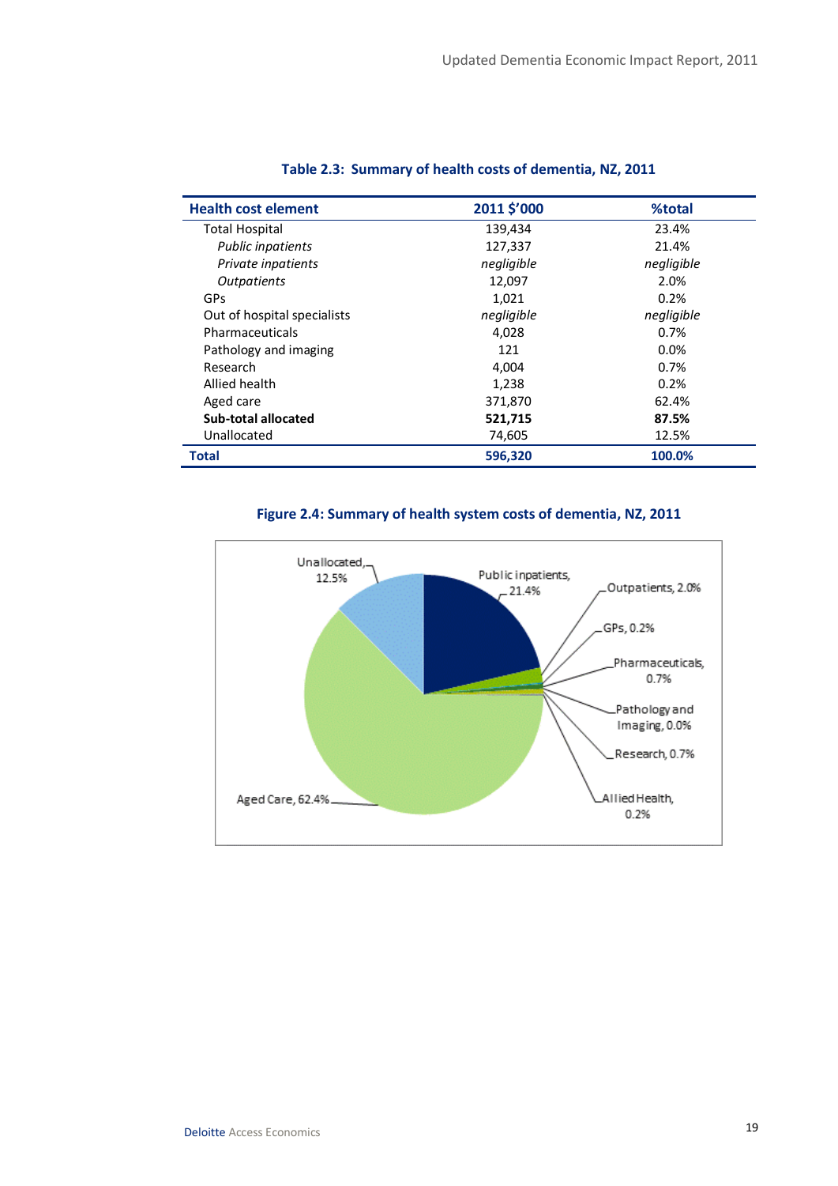**Table 2.3: Summary of health costs of dementia, NZ, 2011**

| Health cost element | 2011 $'000 | %total |
|---|---|---|
| Total Hospital | 139,434 | 23.4% |
| *Public inpatients* | 127,337 | 21.4% |
| *Private inpatients* | *negligible* | *negligible* |
| *Outpatients* | 12,097 | 2.0% |
| GPs | 1,021 | 0.2% |
| Out of hospital specialists | *negligible* | *negligible* |
| Pharmaceuticals | 4,028 | 0.7% |
| Pathology and imaging | 121 | 0.0% |
| Research | 4,004 | 0.7% |
| Allied health | 1,238 | 0.2% |
| Aged care | 371,870 | 62.4% |
| **Sub-total allocated** | **521,715** | **87.5%** |
| Unallocated | 74,605 | 12.5% |
| **Total** | **596,320** | **100.0%** |

**Figure 2.4: Summary of health system costs of dementia, NZ, 2011**

Unallocated, 12.5%
Public inpatients, 21.4%
Outpatients, 2.0%
GPs, 0.2%
Pharmaceuticals, 0.7%
Pathology and Imaging, 0.0%
Research, 0.7%
Allied Health, 0.2%
Aged Care, 62.4%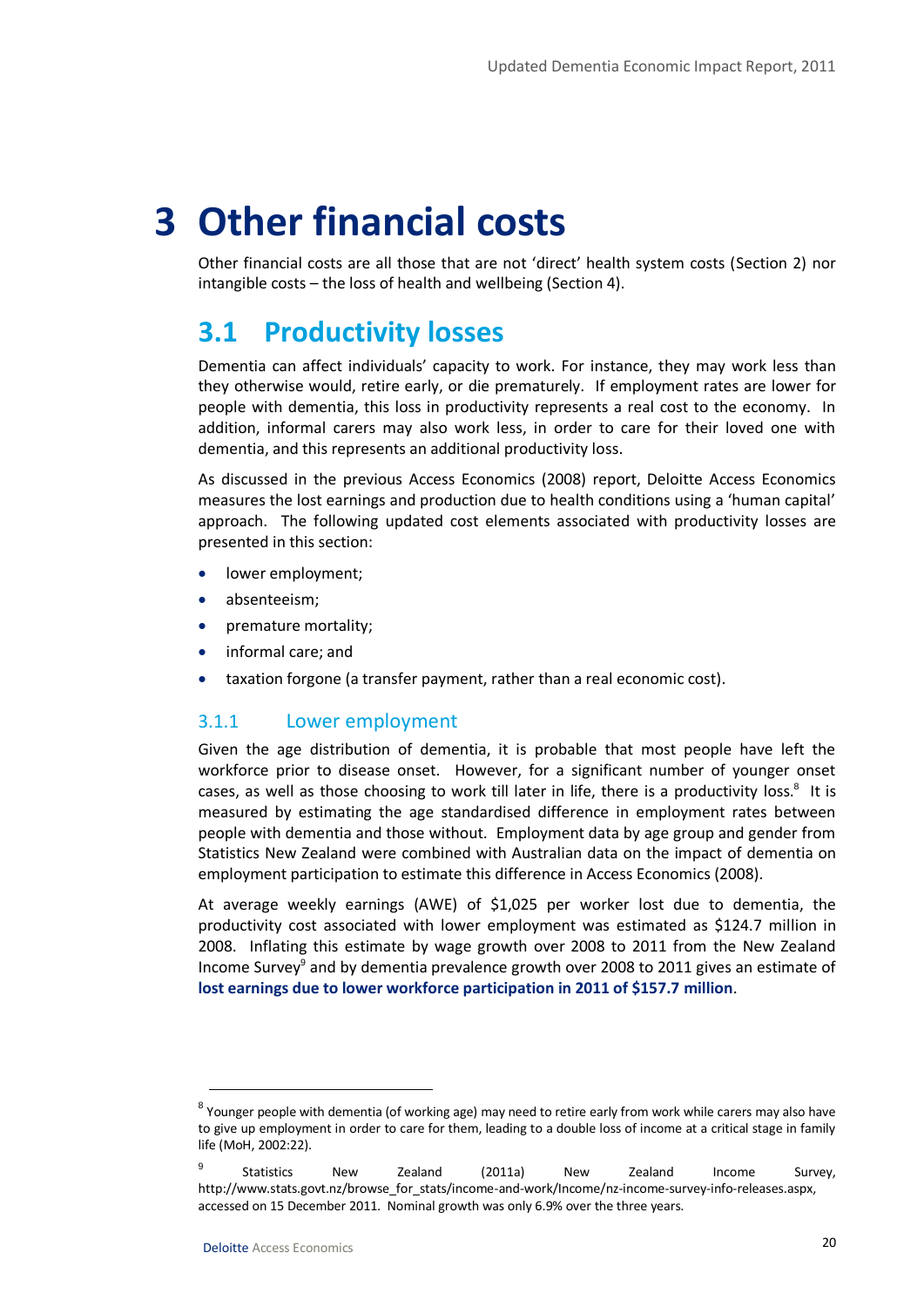# 3 Other financial costs

Other financial costs are all those that are not 'direct' health system costs (Section 2) nor intangible costs – the loss of health and wellbeing (Section 4).

## 3.1 Productivity losses

Dementia can affect individuals' capacity to work. For instance, they may work less than they otherwise would, retire early, or die prematurely. If employment rates are lower for people with dementia, this loss in productivity represents a real cost to the economy. In addition, informal carers may also work less, in order to care for their loved one with dementia, and this represents an additional productivity loss.

As discussed in the previous Access Economics (2008) report, Deloitte Access Economics measures the lost earnings and production due to health conditions using a 'human capital' approach. The following updated cost elements associated with productivity losses are presented in this section:

- lower employment;
- absenteeism;
- premature mortality;
- informal care; and
- taxation forgone (a transfer payment, rather than a real economic cost).

### 3.1.1 Lower employment

Given the age distribution of dementia, it is probable that most people have left the workforce prior to disease onset. However, for a significant number of younger onset cases, as well as those choosing to work till later in life, there is a productivity loss.[8] It is measured by estimating the age standardised difference in employment rates between people with dementia and those without. Employment data by age group and gender from Statistics New Zealand were combined with Australian data on the impact of dementia on employment participation to estimate this difference in Access Economics (2008).

At average weekly earnings (AWE) of $1,025 per worker lost due to dementia, the productivity cost associated with lower employment was estimated as $124.7 million in 2008. Inflating this estimate by wage growth over 2008 to 2011 from the New Zealand Income Survey[9] and by dementia prevalence growth over 2008 to 2011 gives an estimate of **lost earnings due to lower workforce participation in 2011 of $157.7 million**.

---

[8] Younger people with dementia (of working age) may need to retire early from work while carers may also have to give up employment in order to care for them, leading to a double loss of income at a critical stage in family life (MoH, 2002:22).

[9] Statistics New Zealand (2011a) New Zealand Income Survey, http://www.stats.govt.nz/browse_for_stats/income-and-work/Income/nz-income-survey-info-releases.aspx, accessed on 15 December 2011. Nominal growth was only 6.9% over the three years.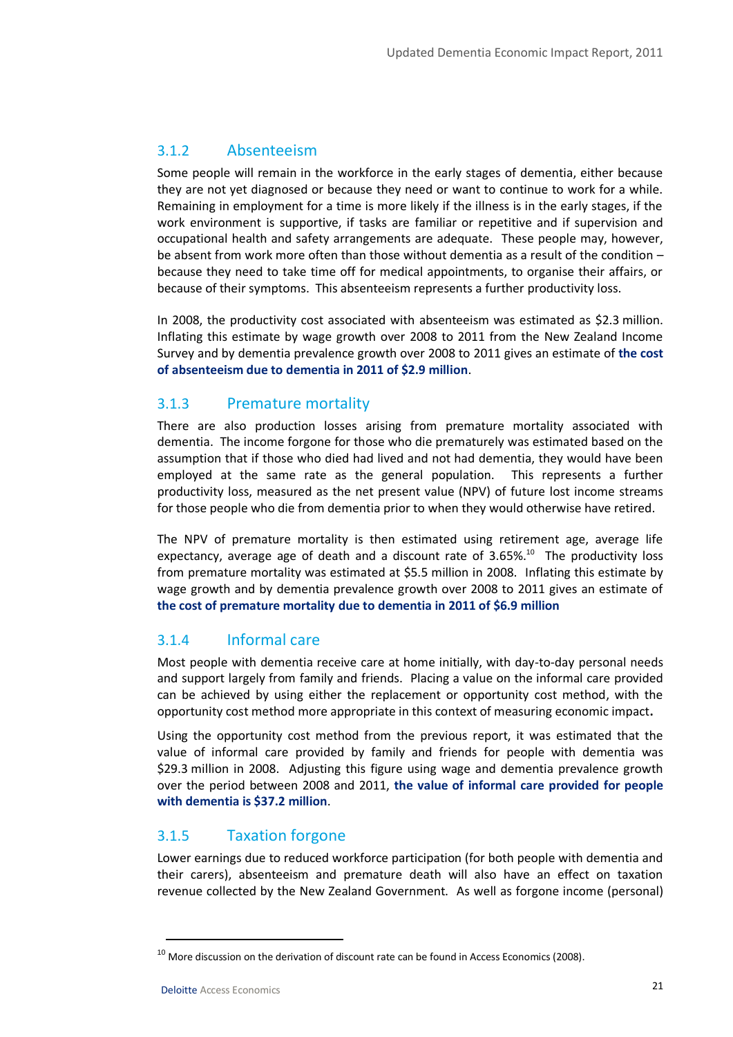### 3.1.2 Absenteeism

Some people will remain in the workforce in the early stages of dementia, either because they are not yet diagnosed or because they need or want to continue to work for a while. Remaining in employment for a time is more likely if the illness is in the early stages, if the work environment is supportive, if tasks are familiar or repetitive and if supervision and occupational health and safety arrangements are adequate. These people may, however, be absent from work more often than those without dementia as a result of the condition – because they need to take time off for medical appointments, to organise their affairs, or because of their symptoms. This absenteeism represents a further productivity loss.

In 2008, the productivity cost associated with absenteeism was estimated as $2.3 million. Inflating this estimate by wage growth over 2008 to 2011 from the New Zealand Income Survey and by dementia prevalence growth over 2008 to 2011 gives an estimate of **the cost of absenteeism due to dementia in 2011 of $2.9 million**.

### 3.1.3 Premature mortality

There are also production losses arising from premature mortality associated with dementia. The income forgone for those who die prematurely was estimated based on the assumption that if those who died had lived and not had dementia, they would have been employed at the same rate as the general population. This represents a further productivity loss, measured as the net present value (NPV) of future lost income streams for those people who die from dementia prior to when they would otherwise have retired.

The NPV of premature mortality is then estimated using retirement age, average life expectancy, average age of death and a discount rate of 3.65%.[10] The productivity loss from premature mortality was estimated at $5.5 million in 2008. Inflating this estimate by wage growth and by dementia prevalence growth over 2008 to 2011 gives an estimate of **the cost of premature mortality due to dementia in 2011 of $6.9 million**

### 3.1.4 Informal care

Most people with dementia receive care at home initially, with day-to-day personal needs and support largely from family and friends. Placing a value on the informal care provided can be achieved by using either the replacement or opportunity cost method, with the opportunity cost method more appropriate in this context of measuring economic impact.

Using the opportunity cost method from the previous report, it was estimated that the value of informal care provided by family and friends for people with dementia was $29.3 million in 2008. Adjusting this figure using wage and dementia prevalence growth over the period between 2008 and 2011, **the value of informal care provided for people with dementia is $37.2 million**.

### 3.1.5 Taxation forgone

Lower earnings due to reduced workforce participation (for both people with dementia and their carers), absenteeism and premature death will also have an effect on taxation revenue collected by the New Zealand Government. As well as forgone income (personal)

[10] More discussion on the derivation of discount rate can be found in Access Economics (2008).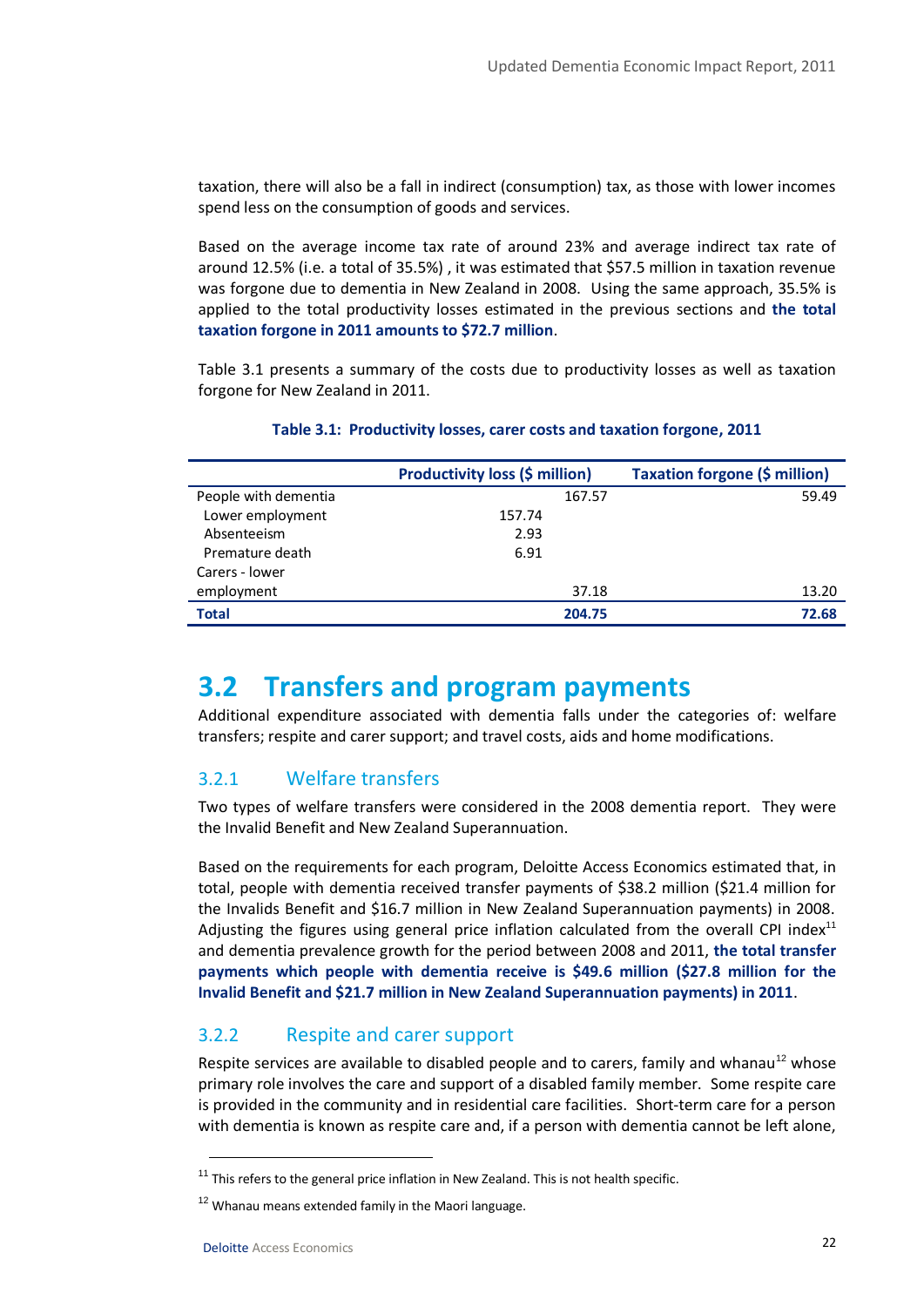taxation, there will also be a fall in indirect (consumption) tax, as those with lower incomes spend less on the consumption of goods and services.

Based on the average income tax rate of around 23% and average indirect tax rate of around 12.5% (i.e. a total of 35.5%) , it was estimated that $57.5 million in taxation revenue was forgone due to dementia in New Zealand in 2008. Using the same approach, 35.5% is applied to the total productivity losses estimated in the previous sections and **the total taxation forgone in 2011 amounts to $72.7 million**.

Table 3.1 presents a summary of the costs due to productivity losses as well as taxation forgone for New Zealand in 2011.

**Table 3.1: Productivity losses, carer costs and taxation forgone, 2011**

| | Productivity loss ($ million) | | Taxation forgone ($ million) |
|---|---|---|---|
| People with dementia | | 167.57 | 59.49 |
| Lower employment | 157.74 | | |
| Absenteeism | 2.93 | | |
| Premature death | 6.91 | | |
| Carers - lower employment | | 37.18 | 13.20 |
| **Total** | | **204.75** | **72.68** |

## 3.2 Transfers and program payments

Additional expenditure associated with dementia falls under the categories of: welfare transfers; respite and carer support; and travel costs, aids and home modifications.

### 3.2.1 Welfare transfers

Two types of welfare transfers were considered in the 2008 dementia report. They were the Invalid Benefit and New Zealand Superannuation.

Based on the requirements for each program, Deloitte Access Economics estimated that, in total, people with dementia received transfer payments of $38.2 million ($21.4 million for the Invalids Benefit and $16.7 million in New Zealand Superannuation payments) in 2008. Adjusting the figures using general price inflation calculated from the overall CPI index[11] and dementia prevalence growth for the period between 2008 and 2011, **the total transfer payments which people with dementia receive is $49.6 million ($27.8 million for the Invalid Benefit and $21.7 million in New Zealand Superannuation payments) in 2011**.

### 3.2.2 Respite and carer support

Respite services are available to disabled people and to carers, family and whanau[12] whose primary role involves the care and support of a disabled family member. Some respite care is provided in the community and in residential care facilities. Short-term care for a person with dementia is known as respite care and, if a person with dementia cannot be left alone,

[11] This refers to the general price inflation in New Zealand. This is not health specific.

[12] Whanau means extended family in the Maori language.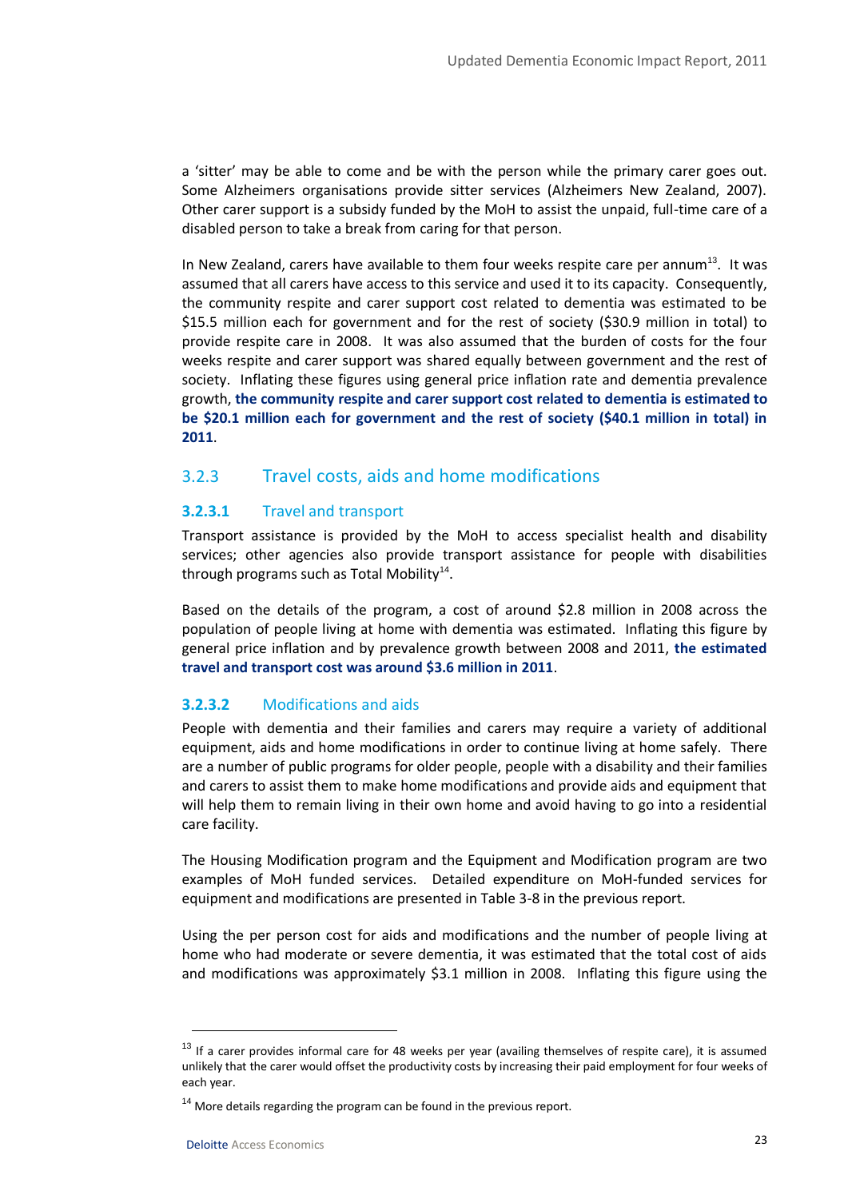a 'sitter' may be able to come and be with the person while the primary carer goes out. Some Alzheimers organisations provide sitter services (Alzheimers New Zealand, 2007). Other carer support is a subsidy funded by the MoH to assist the unpaid, full-time care of a disabled person to take a break from caring for that person.

In New Zealand, carers have available to them four weeks respite care per annum[13]. It was assumed that all carers have access to this service and used it to its capacity. Consequently, the community respite and carer support cost related to dementia was estimated to be $15.5 million each for government and for the rest of society ($30.9 million in total) to provide respite care in 2008. It was also assumed that the burden of costs for the four weeks respite and carer support was shared equally between government and the rest of society. Inflating these figures using general price inflation rate and dementia prevalence growth, **the community respite and carer support cost related to dementia is estimated to be $20.1 million each for government and the rest of society ($40.1 million in total) in 2011**.

## 3.2.3 Travel costs, aids and home modifications

### 3.2.3.1 Travel and transport

Transport assistance is provided by the MoH to access specialist health and disability services; other agencies also provide transport assistance for people with disabilities through programs such as Total Mobility[14].

Based on the details of the program, a cost of around $2.8 million in 2008 across the population of people living at home with dementia was estimated. Inflating this figure by general price inflation and by prevalence growth between 2008 and 2011, **the estimated travel and transport cost was around $3.6 million in 2011**.

### 3.2.3.2 Modifications and aids

People with dementia and their families and carers may require a variety of additional equipment, aids and home modifications in order to continue living at home safely. There are a number of public programs for older people, people with a disability and their families and carers to assist them to make home modifications and provide aids and equipment that will help them to remain living in their own home and avoid having to go into a residential care facility.

The Housing Modification program and the Equipment and Modification program are two examples of MoH funded services. Detailed expenditure on MoH-funded services for equipment and modifications are presented in Table 3-8 in the previous report.

Using the per person cost for aids and modifications and the number of people living at home who had moderate or severe dementia, it was estimated that the total cost of aids and modifications was approximately $3.1 million in 2008. Inflating this figure using the

---

[13] If a carer provides informal care for 48 weeks per year (availing themselves of respite care), it is assumed unlikely that the carer would offset the productivity costs by increasing their paid employment for four weeks of each year.

[14] More details regarding the program can be found in the previous report.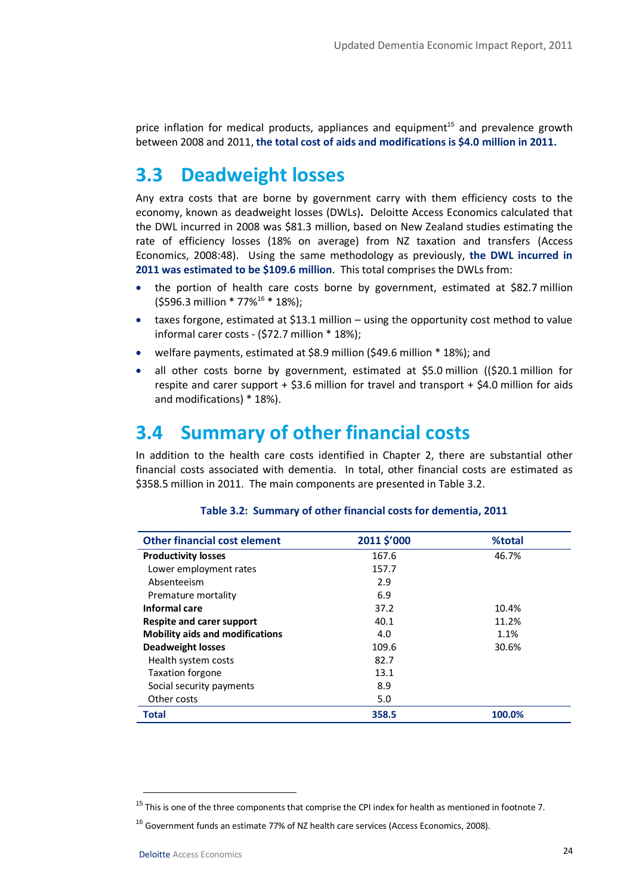price inflation for medical products, appliances and equipment[15] and prevalence growth between 2008 and 2011, **the total cost of aids and modifications is $4.0 million in 2011.**

## 3.3 Deadweight losses

Any extra costs that are borne by government carry with them efficiency costs to the economy, known as deadweight losses (DWLs). Deloitte Access Economics calculated that the DWL incurred in 2008 was $81.3 million, based on New Zealand studies estimating the rate of efficiency losses (18% on average) from NZ taxation and transfers (Access Economics, 2008:48). Using the same methodology as previously, **the DWL incurred in 2011 was estimated to be $109.6 million**. This total comprises the DWLs from:

- the portion of health care costs borne by government, estimated at $82.7 million ($596.3 million * 77%[16] * 18%);
- taxes forgone, estimated at $13.1 million – using the opportunity cost method to value informal carer costs - ($72.7 million * 18%);
- welfare payments, estimated at $8.9 million ($49.6 million * 18%); and
- all other costs borne by government, estimated at $5.0 million (($20.1 million for respite and carer support + $3.6 million for travel and transport + $4.0 million for aids and modifications) * 18%).

## 3.4 Summary of other financial costs

In addition to the health care costs identified in Chapter 2, there are substantial other financial costs associated with dementia. In total, other financial costs are estimated as $358.5 million in 2011. The main components are presented in Table 3.2.

**Table 3.2: Summary of other financial costs for dementia, 2011**

| Other financial cost element | 2011 $'000 | %total |
|---|---|---|
| **Productivity losses** | 167.6 | 46.7% |
| Lower employment rates | 157.7 | |
| Absenteeism | 2.9 | |
| Premature mortality | 6.9 | |
| **Informal care** | 37.2 | 10.4% |
| **Respite and carer support** | 40.1 | 11.2% |
| **Mobility aids and modifications** | 4.0 | 1.1% |
| **Deadweight losses** | 109.6 | 30.6% |
| Health system costs | 82.7 | |
| Taxation forgone | 13.1 | |
| Social security payments | 8.9 | |
| Other costs | 5.0 | |
| **Total** | **358.5** | **100.0%** |

[15] This is one of the three components that comprise the CPI index for health as mentioned in footnote 7.

[16] Government funds an estimate 77% of NZ health care services (Access Economics, 2008).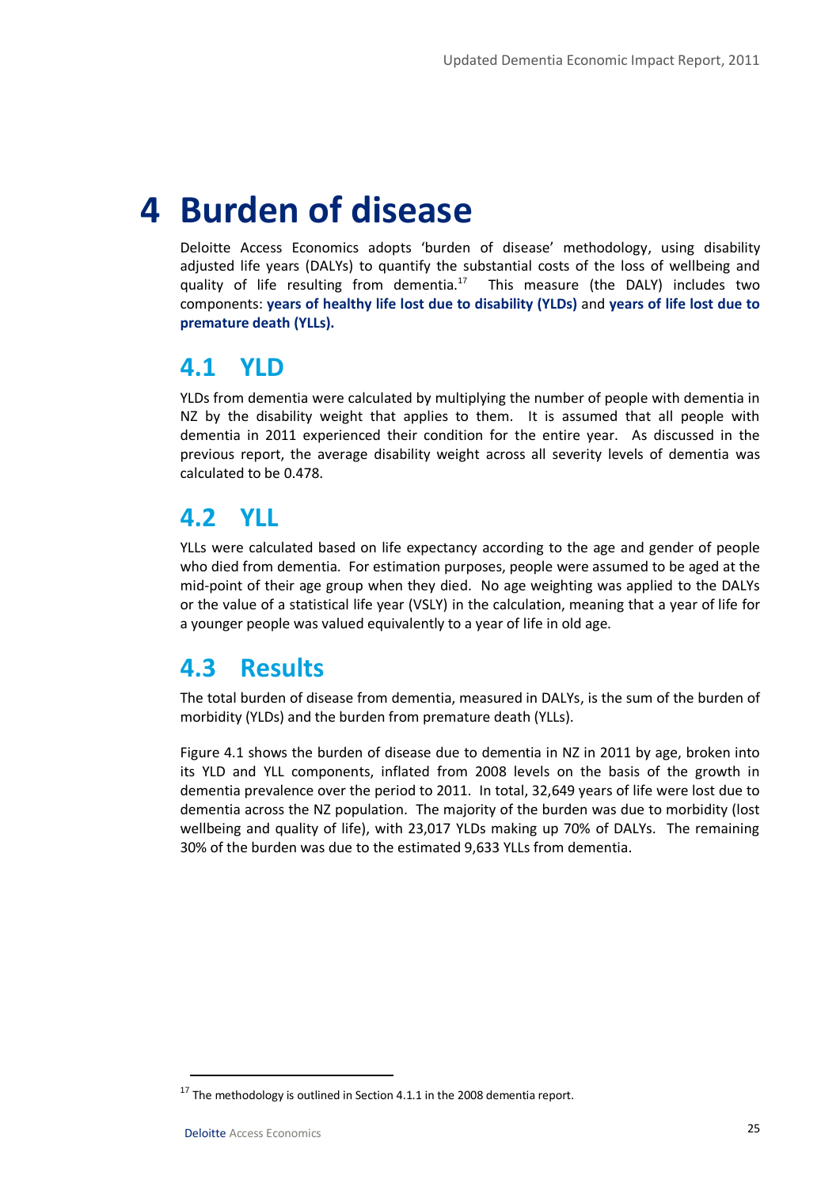# 4 Burden of disease

Deloitte Access Economics adopts 'burden of disease' methodology, using disability adjusted life years (DALYs) to quantify the substantial costs of the loss of wellbeing and quality of life resulting from dementia.[17] This measure (the DALY) includes two components: **years of healthy life lost due to disability (YLDs)** and **years of life lost due to premature death (YLLs).**

## 4.1 YLD

YLDs from dementia were calculated by multiplying the number of people with dementia in NZ by the disability weight that applies to them. It is assumed that all people with dementia in 2011 experienced their condition for the entire year. As discussed in the previous report, the average disability weight across all severity levels of dementia was calculated to be 0.478.

## 4.2 YLL

YLLs were calculated based on life expectancy according to the age and gender of people who died from dementia. For estimation purposes, people were assumed to be aged at the mid-point of their age group when they died. No age weighting was applied to the DALYs or the value of a statistical life year (VSLY) in the calculation, meaning that a year of life for a younger people was valued equivalently to a year of life in old age.

## 4.3 Results

The total burden of disease from dementia, measured in DALYs, is the sum of the burden of morbidity (YLDs) and the burden from premature death (YLLs).

Figure 4.1 shows the burden of disease due to dementia in NZ in 2011 by age, broken into its YLD and YLL components, inflated from 2008 levels on the basis of the growth in dementia prevalence over the period to 2011. In total, 32,649 years of life were lost due to dementia across the NZ population. The majority of the burden was due to morbidity (lost wellbeing and quality of life), with 23,017 YLDs making up 70% of DALYs. The remaining 30% of the burden was due to the estimated 9,633 YLLs from dementia.

[17] The methodology is outlined in Section 4.1.1 in the 2008 dementia report.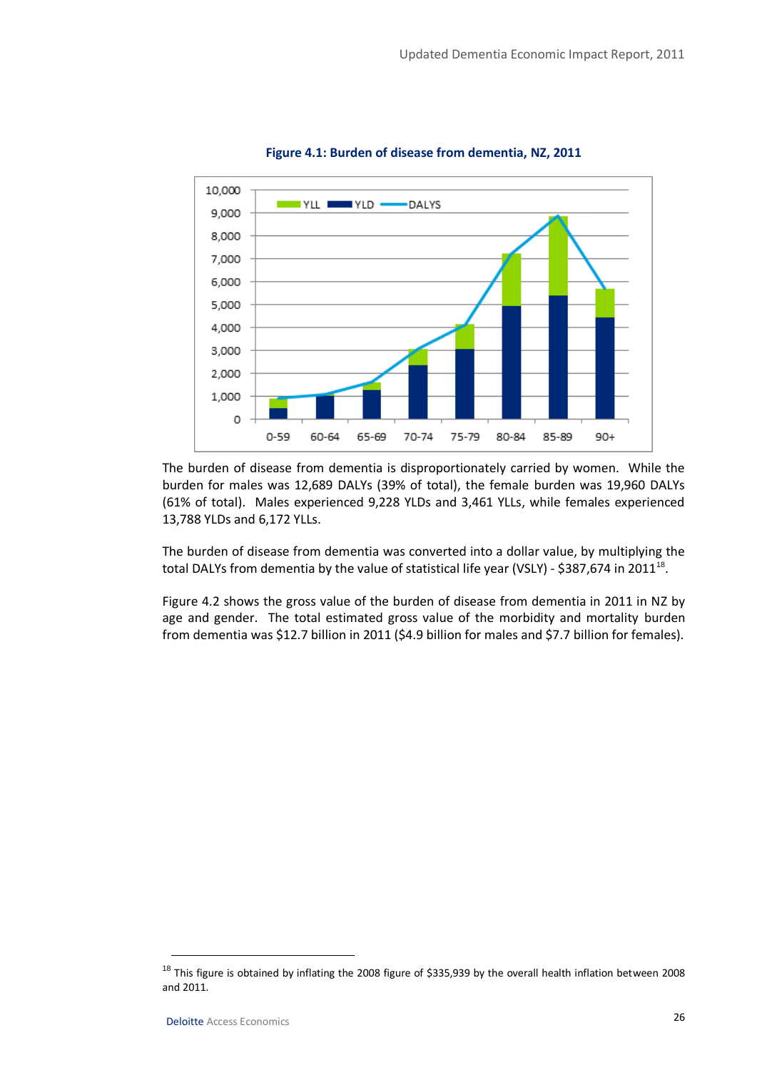**Figure 4.1: Burden of disease from dementia, NZ, 2011**

The burden of disease from dementia is disproportionately carried by women. While the burden for males was 12,689 DALYs (39% of total), the female burden was 19,960 DALYs (61% of total). Males experienced 9,228 YLDs and 3,461 YLLs, while females experienced 13,788 YLDs and 6,172 YLLs.

The burden of disease from dementia was converted into a dollar value, by multiplying the total DALYs from dementia by the value of statistical life year (VSLY) - $387,674 in 2011[18].

Figure 4.2 shows the gross value of the burden of disease from dementia in 2011 in NZ by age and gender. The total estimated gross value of the morbidity and mortality burden from dementia was $12.7 billion in 2011 ($4.9 billion for males and $7.7 billion for females).

---

[18] This figure is obtained by inflating the 2008 figure of $335,939 by the overall health inflation between 2008 and 2011.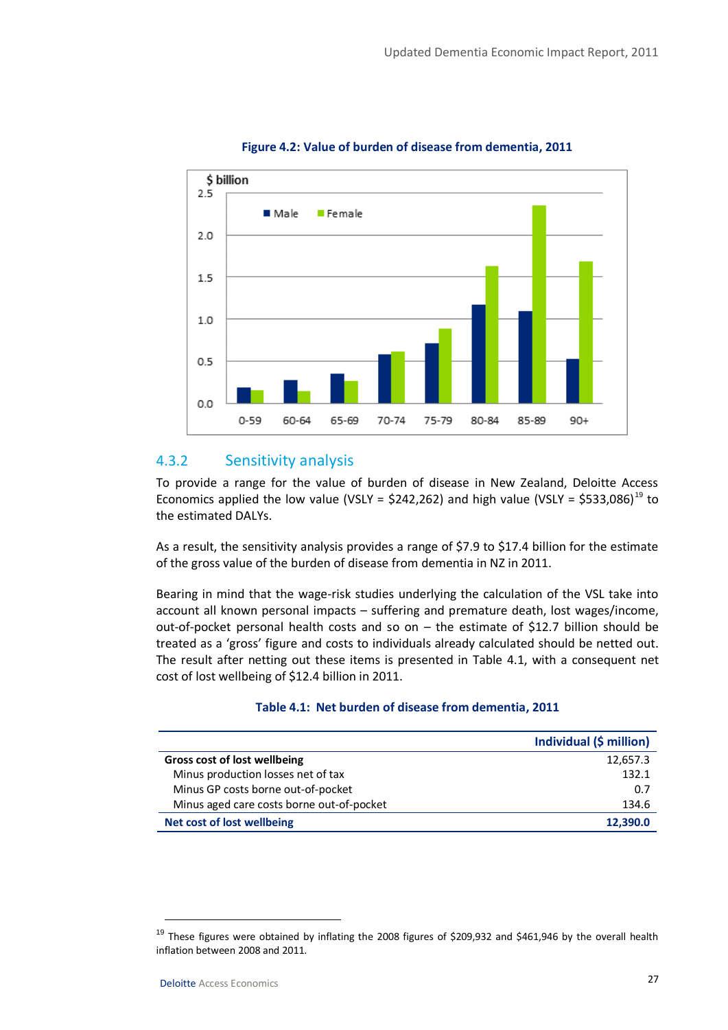**Figure 4.2: Value of burden of disease from dementia, 2011**

### 4.3.2 Sensitivity analysis

To provide a range for the value of burden of disease in New Zealand, Deloitte Access Economics applied the low value (VSLY = $242,262) and high value (VSLY = $533,086)[19] to the estimated DALYs.

As a result, the sensitivity analysis provides a range of $7.9 to $17.4 billion for the estimate of the gross value of the burden of disease from dementia in NZ in 2011.

Bearing in mind that the wage-risk studies underlying the calculation of the VSL take into account all known personal impacts – suffering and premature death, lost wages/income, out-of-pocket personal health costs and so on – the estimate of $12.7 billion should be treated as a 'gross' figure and costs to individuals already calculated should be netted out. The result after netting out these items is presented in Table 4.1, with a consequent net cost of lost wellbeing of $12.4 billion in 2011.

**Table 4.1: Net burden of disease from dementia, 2011**

| | Individual ($ million) |
|---|---|
| **Gross cost of lost wellbeing** | 12,657.3 |
| Minus production losses net of tax | 132.1 |
| Minus GP costs borne out-of-pocket | 0.7 |
| Minus aged care costs borne out-of-pocket | 134.6 |
| **Net cost of lost wellbeing** | **12,390.0** |

[19] These figures were obtained by inflating the 2008 figures of $209,932 and $461,946 by the overall health inflation between 2008 and 2011.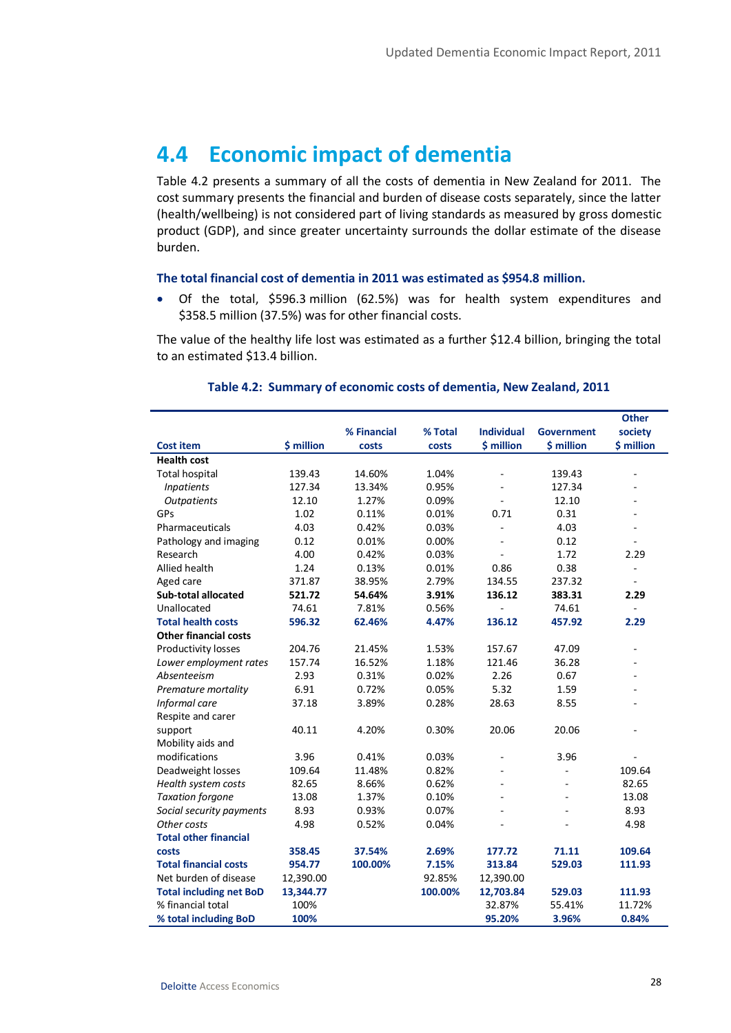## 4.4 Economic impact of dementia

Table 4.2 presents a summary of all the costs of dementia in New Zealand for 2011. The cost summary presents the financial and burden of disease costs separately, since the latter (health/wellbeing) is not considered part of living standards as measured by gross domestic product (GDP), and since greater uncertainty surrounds the dollar estimate of the disease burden.

**The total financial cost of dementia in 2011 was estimated as $954.8 million.**

- Of the total, $596.3 million (62.5%) was for health system expenditures and $358.5 million (37.5%) was for other financial costs.

The value of the healthy life lost was estimated as a further $12.4 billion, bringing the total to an estimated $13.4 billion.

**Table 4.2: Summary of economic costs of dementia, New Zealand, 2011**

| Cost item | $ million | % Financial costs | % Total costs | Individual $ million | Government $ million | Other society $ million |
|---|---|---|---|---|---|---|
| **Health cost** | | | | | | |
| Total hospital | 139.43 | 14.60% | 1.04% | - | 139.43 | - |
| *Inpatients* | 127.34 | 13.34% | 0.95% | - | 127.34 | - |
| *Outpatients* | 12.10 | 1.27% | 0.09% | - | 12.10 | - |
| GPs | 1.02 | 0.11% | 0.01% | 0.71 | 0.31 | - |
| Pharmaceuticals | 4.03 | 0.42% | 0.03% | - | 4.03 | - |
| Pathology and imaging | 0.12 | 0.01% | 0.00% | - | 0.12 | - |
| Research | 4.00 | 0.42% | 0.03% | - | 1.72 | 2.29 |
| Allied health | 1.24 | 0.13% | 0.01% | 0.86 | 0.38 | - |
| Aged care | 371.87 | 38.95% | 2.79% | 134.55 | 237.32 | - |
| **Sub-total allocated** | **521.72** | **54.64%** | **3.91%** | **136.12** | **383.31** | **2.29** |
| Unallocated | 74.61 | 7.81% | 0.56% | - | 74.61 | - |
| **Total health costs** | **596.32** | **62.46%** | **4.47%** | **136.12** | **457.92** | **2.29** |
| **Other financial costs** | | | | | | |
| Productivity losses | 204.76 | 21.45% | 1.53% | 157.67 | 47.09 | - |
| *Lower employment rates* | 157.74 | 16.52% | 1.18% | 121.46 | 36.28 | - |
| *Absenteeism* | 2.93 | 0.31% | 0.02% | 2.26 | 0.67 | - |
| *Premature mortality* | 6.91 | 0.72% | 0.05% | 5.32 | 1.59 | - |
| *Informal care* | 37.18 | 3.89% | 0.28% | 28.63 | 8.55 | - |
| Respite and carer support | 40.11 | 4.20% | 0.30% | 20.06 | 20.06 | - |
| Mobility aids and modifications | 3.96 | 0.41% | 0.03% | - | 3.96 | - |
| Deadweight losses | 109.64 | 11.48% | 0.82% | - | - | 109.64 |
| *Health system costs* | 82.65 | 8.66% | 0.62% | - | - | 82.65 |
| *Taxation forgone* | 13.08 | 1.37% | 0.10% | - | - | 13.08 |
| *Social security payments* | 8.93 | 0.93% | 0.07% | - | - | 8.93 |
| *Other costs* | 4.98 | 0.52% | 0.04% | - | - | 4.98 |
| **Total other financial costs** | **358.45** | **37.54%** | **2.69%** | **177.72** | **71.11** | **109.64** |
| **Total financial costs** | **954.77** | **100.00%** | **7.15%** | **313.84** | **529.03** | **111.93** |
| Net burden of disease | 12,390.00 | | 92.85% | 12,390.00 | | |
| **Total including net BoD** | **13,344.77** | | **100.00%** | **12,703.84** | **529.03** | **111.93** |
| % financial total | 100% | | | 32.87% | 55.41% | 11.72% |
| **% total including BoD** | **100%** | | | **95.20%** | **3.96%** | **0.84%** |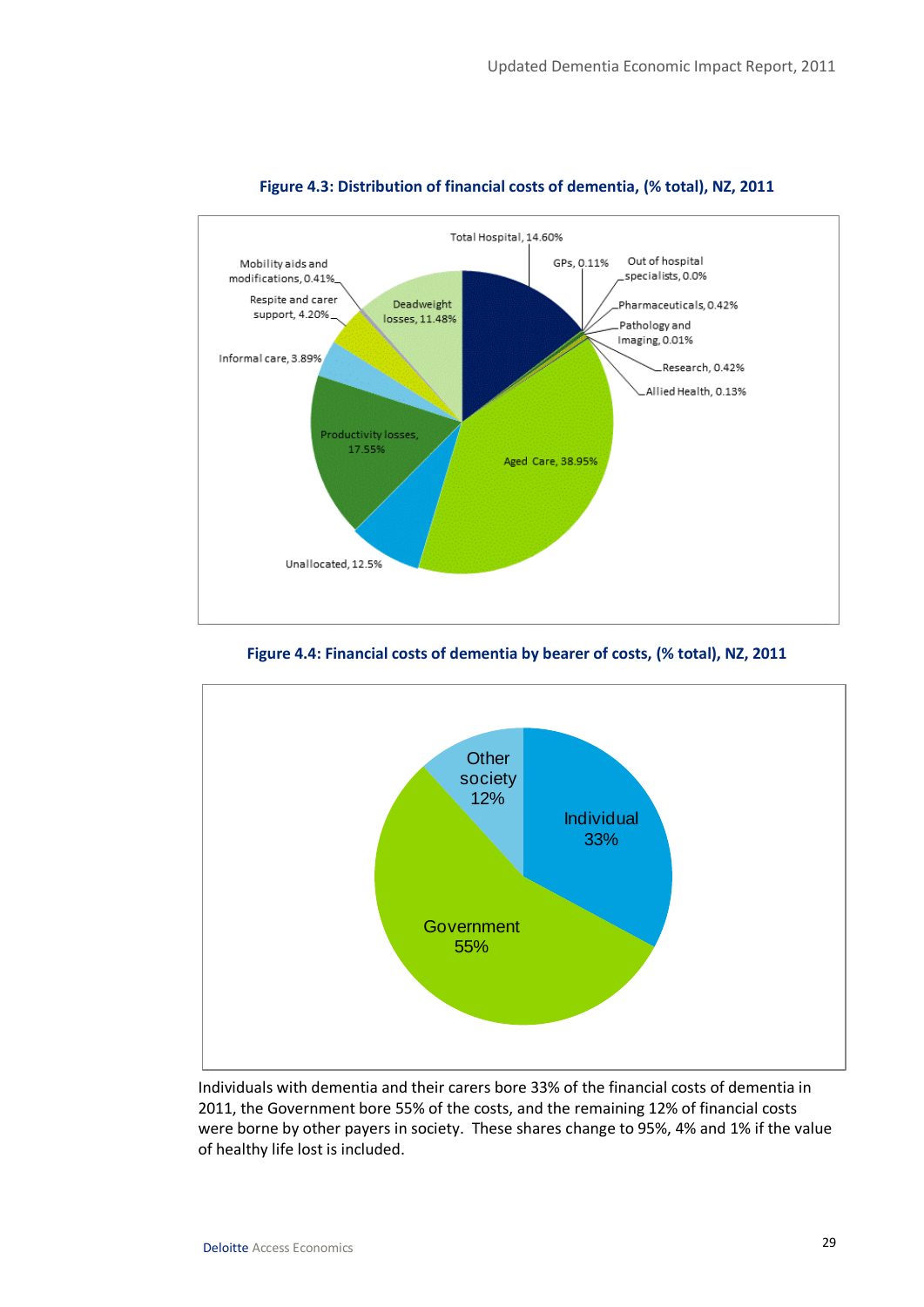**Figure 4.3: Distribution of financial costs of dementia, (% total), NZ, 2011**

| Category | % total |
|---|---|
| Total Hospital | 14.60% |
| GPs | 0.11% |
| Out of hospital specialists | 0.0% |
| Pharmaceuticals | 0.42% |
| Pathology and Imaging | 0.01% |
| Research | 0.42% |
| Allied Health | 0.13% |
| Aged Care | 38.95% |
| Unallocated | 12.5% |
| Productivity losses | 17.55% |
| Informal care | 3.89% |
| Respite and carer support | 4.20% |
| Mobility aids and modifications | 0.41% |
| Deadweight losses | 11.48% |

**Figure 4.4: Financial costs of dementia by bearer of costs, (% total), NZ, 2011**

| Bearer | % total |
|---|---|
| Individual | 33% |
| Government | 55% |
| Other society | 12% |

Individuals with dementia and their carers bore 33% of the financial costs of dementia in 2011, the Government bore 55% of the costs, and the remaining 12% of financial costs were borne by other payers in society. These shares change to 95%, 4% and 1% if the value of healthy life lost is included.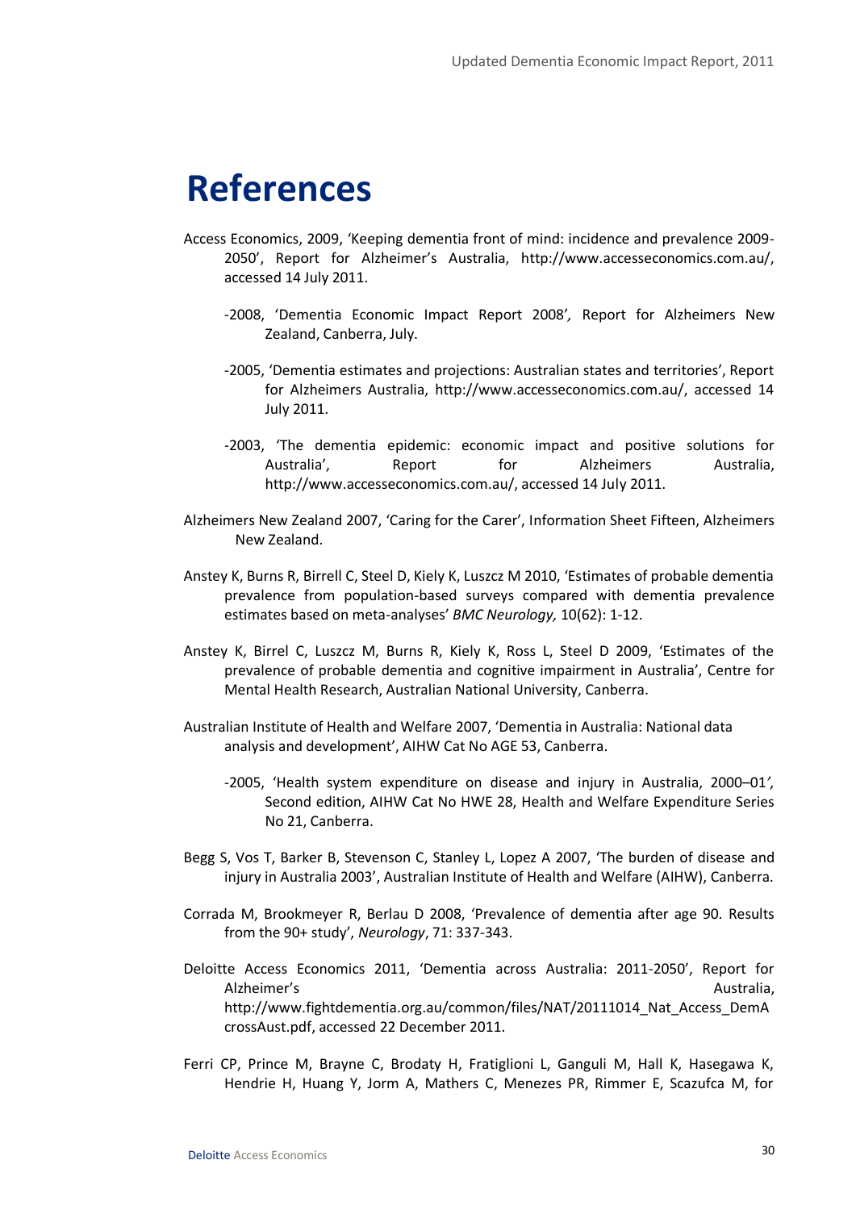# References

Access Economics, 2009, 'Keeping dementia front of mind: incidence and prevalence 2009-2050', Report for Alzheimer's Australia, http://www.accesseconomics.com.au/, accessed 14 July 2011.

-2008, 'Dementia Economic Impact Report 2008', Report for Alzheimers New Zealand, Canberra, July.

-2005, 'Dementia estimates and projections: Australian states and territories', Report for Alzheimers Australia, http://www.accesseconomics.com.au/, accessed 14 July 2011.

-2003, 'The dementia epidemic: economic impact and positive solutions for Australia', Report for Alzheimers Australia, http://www.accesseconomics.com.au/, accessed 14 July 2011.

Alzheimers New Zealand 2007, 'Caring for the Carer', Information Sheet Fifteen, Alzheimers New Zealand.

Anstey K, Burns R, Birrell C, Steel D, Kiely K, Luszcz M 2010, 'Estimates of probable dementia prevalence from population-based surveys compared with dementia prevalence estimates based on meta-analyses' *BMC Neurology,* 10(62): 1-12.

Anstey K, Birrel C, Luszcz M, Burns R, Kiely K, Ross L, Steel D 2009, 'Estimates of the prevalence of probable dementia and cognitive impairment in Australia', Centre for Mental Health Research, Australian National University, Canberra.

Australian Institute of Health and Welfare 2007, 'Dementia in Australia: National data analysis and development', AIHW Cat No AGE 53, Canberra.

-2005, 'Health system expenditure on disease and injury in Australia, 2000–01', Second edition, AIHW Cat No HWE 28, Health and Welfare Expenditure Series No 21, Canberra.

Begg S, Vos T, Barker B, Stevenson C, Stanley L, Lopez A 2007, 'The burden of disease and injury in Australia 2003', Australian Institute of Health and Welfare (AIHW), Canberra.

Corrada M, Brookmeyer R, Berlau D 2008, 'Prevalence of dementia after age 90. Results from the 90+ study', *Neurology*, 71: 337-343.

Deloitte Access Economics 2011, 'Dementia across Australia: 2011-2050', Report for Alzheimer's Australia, http://www.fightdementia.org.au/common/files/NAT/20111014_Nat_Access_DemAcrossAust.pdf, accessed 22 December 2011.

Ferri CP, Prince M, Brayne C, Brodaty H, Fratiglioni L, Ganguli M, Hall K, Hasegawa K, Hendrie H, Huang Y, Jorm A, Mathers C, Menezes PR, Rimmer E, Scazufca M, for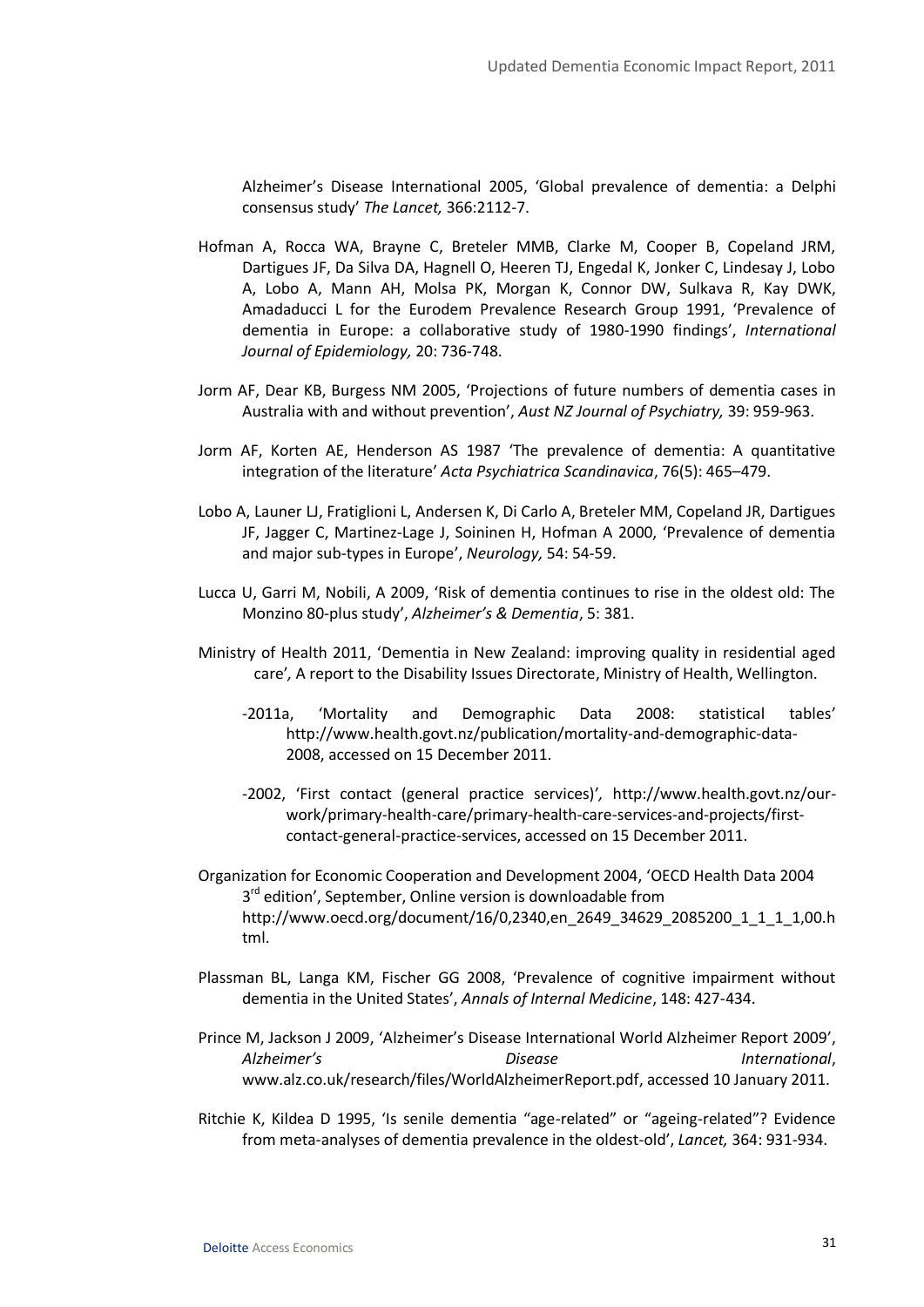Alzheimer's Disease International 2005, 'Global prevalence of dementia: a Delphi consensus study' *The Lancet,* 366:2112-7.

Hofman A, Rocca WA, Brayne C, Breteler MMB, Clarke M, Cooper B, Copeland JRM, Dartigues JF, Da Silva DA, Hagnell O, Heeren TJ, Engedal K, Jonker C, Lindesay J, Lobo A, Lobo A, Mann AH, Molsa PK, Morgan K, Connor DW, Sulkava R, Kay DWK, Amadaducci L for the Eurodem Prevalence Research Group 1991, 'Prevalence of dementia in Europe: a collaborative study of 1980-1990 findings', *International Journal of Epidemiology,* 20: 736-748.

Jorm AF, Dear KB, Burgess NM 2005, 'Projections of future numbers of dementia cases in Australia with and without prevention', *Aust NZ Journal of Psychiatry,* 39: 959-963.

Jorm AF, Korten AE, Henderson AS 1987 'The prevalence of dementia: A quantitative integration of the literature' *Acta Psychiatrica Scandinavica*, 76(5): 465–479.

Lobo A, Launer LJ, Fratiglioni L, Andersen K, Di Carlo A, Breteler MM, Copeland JR, Dartigues JF, Jagger C, Martinez-Lage J, Soininen H, Hofman A 2000, 'Prevalence of dementia and major sub-types in Europe', *Neurology,* 54: 54-59.

Lucca U, Garri M, Nobili, A 2009, 'Risk of dementia continues to rise in the oldest old: The Monzino 80-plus study', *Alzheimer's & Dementia*, 5: 381.

Ministry of Health 2011, 'Dementia in New Zealand: improving quality in residential aged care', A report to the Disability Issues Directorate, Ministry of Health, Wellington.

-2011a, 'Mortality and Demographic Data 2008: statistical tables' http://www.health.govt.nz/publication/mortality-and-demographic-data-2008, accessed on 15 December 2011.

-2002, 'First contact (general practice services)', http://www.health.govt.nz/our-work/primary-health-care/primary-health-care-services-and-projects/first-contact-general-practice-services, accessed on 15 December 2011.

Organization for Economic Cooperation and Development 2004, 'OECD Health Data 2004 3rd edition', September, Online version is downloadable from http://www.oecd.org/document/16/0,2340,en_2649_34629_2085200_1_1_1_1,00.html.

Plassman BL, Langa KM, Fischer GG 2008, 'Prevalence of cognitive impairment without dementia in the United States', *Annals of Internal Medicine*, 148: 427-434.

Prince M, Jackson J 2009, 'Alzheimer's Disease International World Alzheimer Report 2009', *Alzheimer's Disease International*, www.alz.co.uk/research/files/WorldAlzheimerReport.pdf, accessed 10 January 2011.

Ritchie K, Kildea D 1995, 'Is senile dementia "age-related" or "ageing-related"? Evidence from meta-analyses of dementia prevalence in the oldest-old', *Lancet,* 364: 931-934.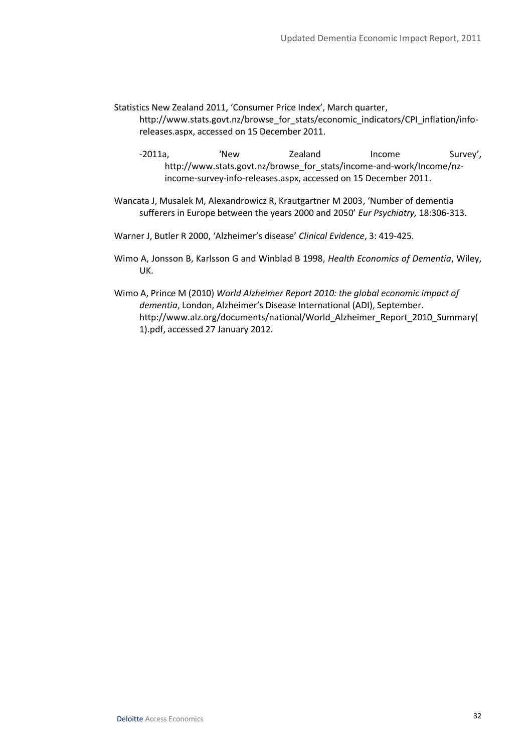Statistics New Zealand 2011, 'Consumer Price Index', March quarter, http://www.stats.govt.nz/browse_for_stats/economic_indicators/CPI_inflation/info-releases.aspx, accessed on 15 December 2011.

-2011a, 'New Zealand Income Survey', http://www.stats.govt.nz/browse_for_stats/income-and-work/Income/nz-income-survey-info-releases.aspx, accessed on 15 December 2011.

Wancata J, Musalek M, Alexandrowicz R, Krautgartner M 2003, 'Number of dementia sufferers in Europe between the years 2000 and 2050' *Eur Psychiatry,* 18:306-313.

Warner J, Butler R 2000, 'Alzheimer's disease' *Clinical Evidence*, 3: 419-425.

Wimo A, Jonsson B, Karlsson G and Winblad B 1998, *Health Economics of Dementia*, Wiley, UK.

Wimo A, Prince M (2010) *World Alzheimer Report 2010: the global economic impact of dementia*, London, Alzheimer's Disease International (ADI), September. http://www.alz.org/documents/national/World_Alzheimer_Report_2010_Summary(1).pdf, accessed 27 January 2012.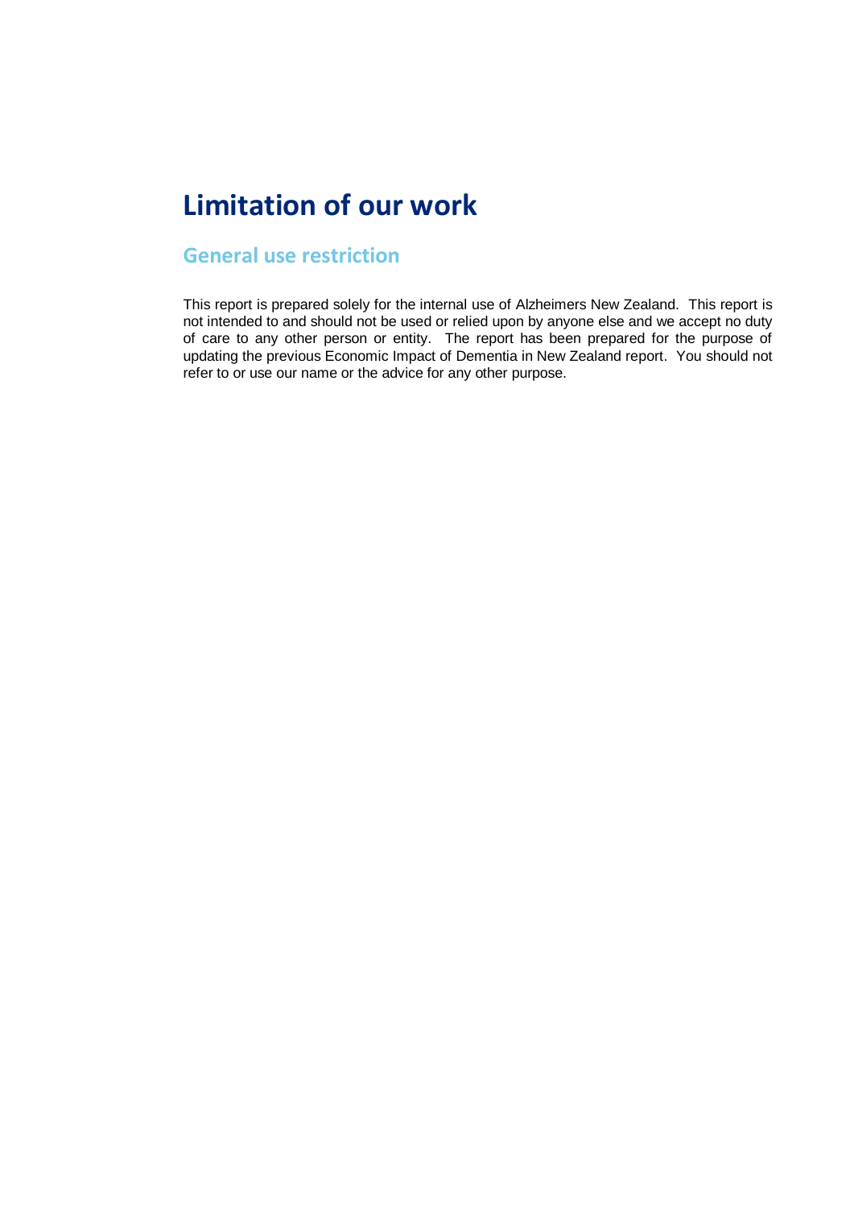# Limitation of our work

## General use restriction

This report is prepared solely for the internal use of Alzheimers New Zealand. This report is not intended to and should not be used or relied upon by anyone else and we accept no duty of care to any other person or entity. The report has been prepared for the purpose of updating the previous Economic Impact of Dementia in New Zealand report. You should not refer to or use our name or the advice for any other purpose.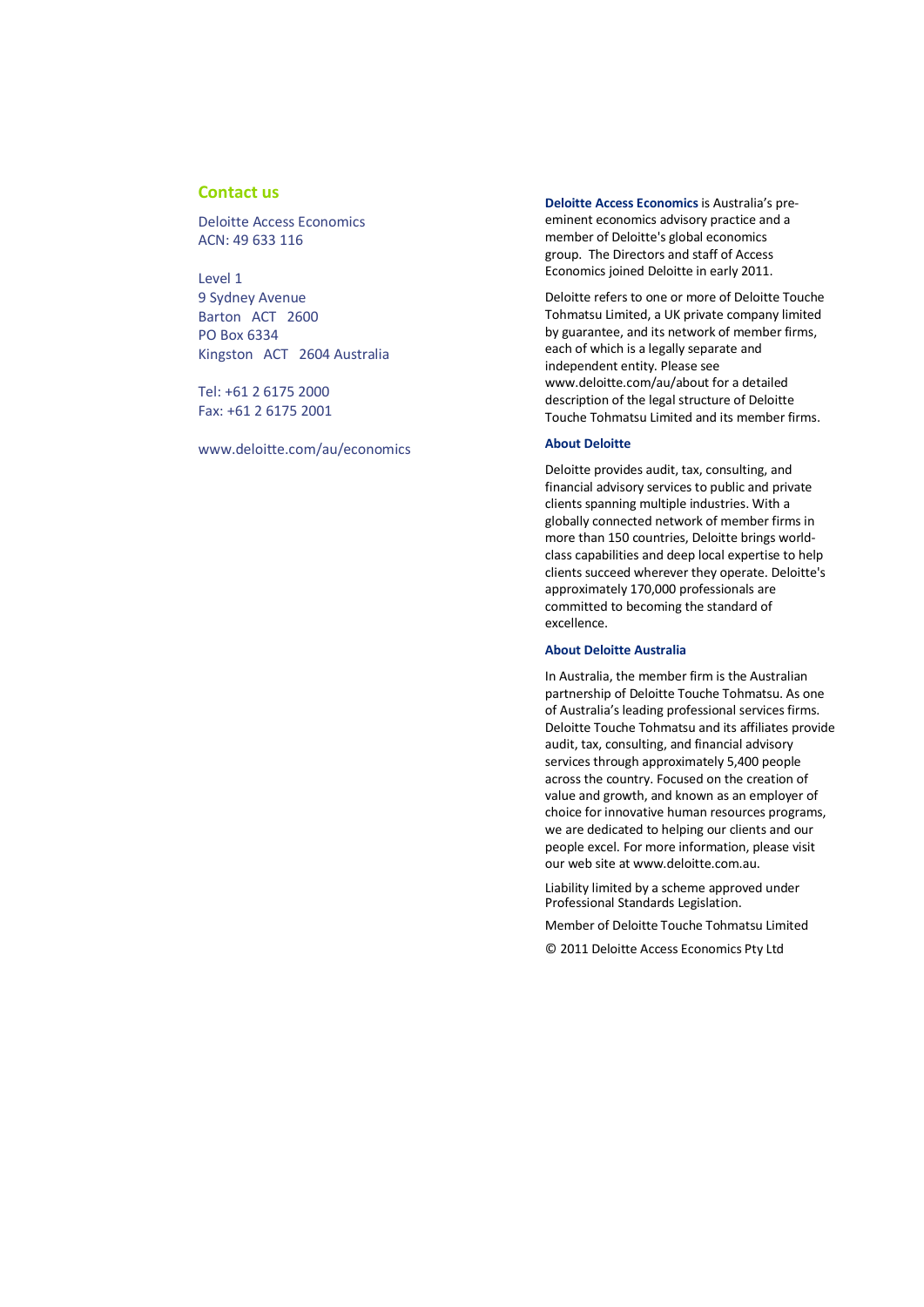## Contact us

Deloitte Access Economics
ACN: 49 633 116

Level 1
9 Sydney Avenue
Barton ACT 2600
PO Box 6334
Kingston ACT 2604 Australia

Tel: +61 2 6175 2000
Fax: +61 2 6175 2001

www.deloitte.com/au/economics

**Deloitte Access Economics** is Australia's pre-eminent economics advisory practice and a member of Deloitte's global economics group. The Directors and staff of Access Economics joined Deloitte in early 2011.

Deloitte refers to one or more of Deloitte Touche Tohmatsu Limited, a UK private company limited by guarantee, and its network of member firms, each of which is a legally separate and independent entity. Please see www.deloitte.com/au/about for a detailed description of the legal structure of Deloitte Touche Tohmatsu Limited and its member firms.

### About Deloitte

Deloitte provides audit, tax, consulting, and financial advisory services to public and private clients spanning multiple industries. With a globally connected network of member firms in more than 150 countries, Deloitte brings world-class capabilities and deep local expertise to help clients succeed wherever they operate. Deloitte's approximately 170,000 professionals are committed to becoming the standard of excellence.

### About Deloitte Australia

In Australia, the member firm is the Australian partnership of Deloitte Touche Tohmatsu. As one of Australia's leading professional services firms. Deloitte Touche Tohmatsu and its affiliates provide audit, tax, consulting, and financial advisory services through approximately 5,400 people across the country. Focused on the creation of value and growth, and known as an employer of choice for innovative human resources programs, we are dedicated to helping our clients and our people excel. For more information, please visit our web site at www.deloitte.com.au.

Liability limited by a scheme approved under Professional Standards Legislation.

Member of Deloitte Touche Tohmatsu Limited

© 2011 Deloitte Access Economics Pty Ltd